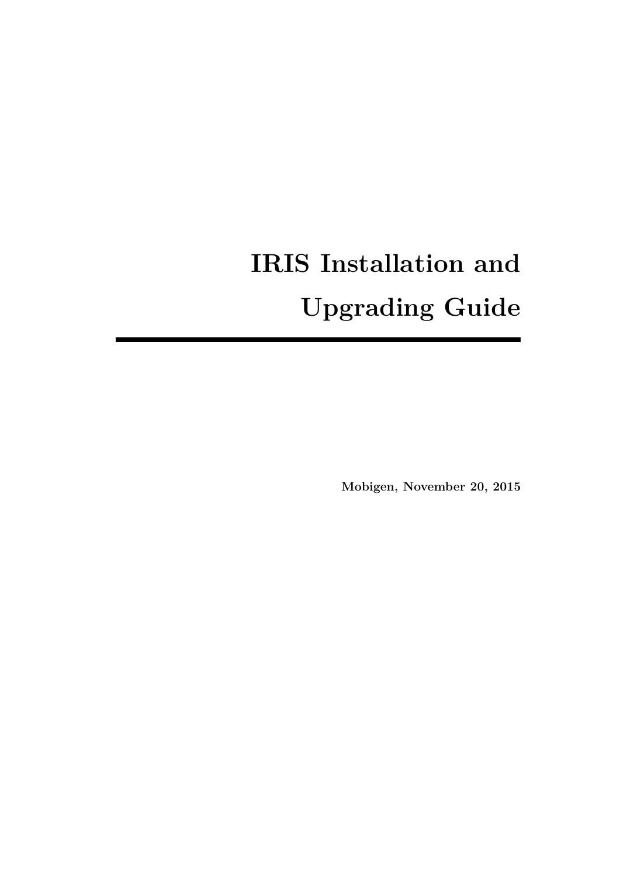# IRIS Installation and Upgrading Guide

---

**Mobigen, November 20, 2015**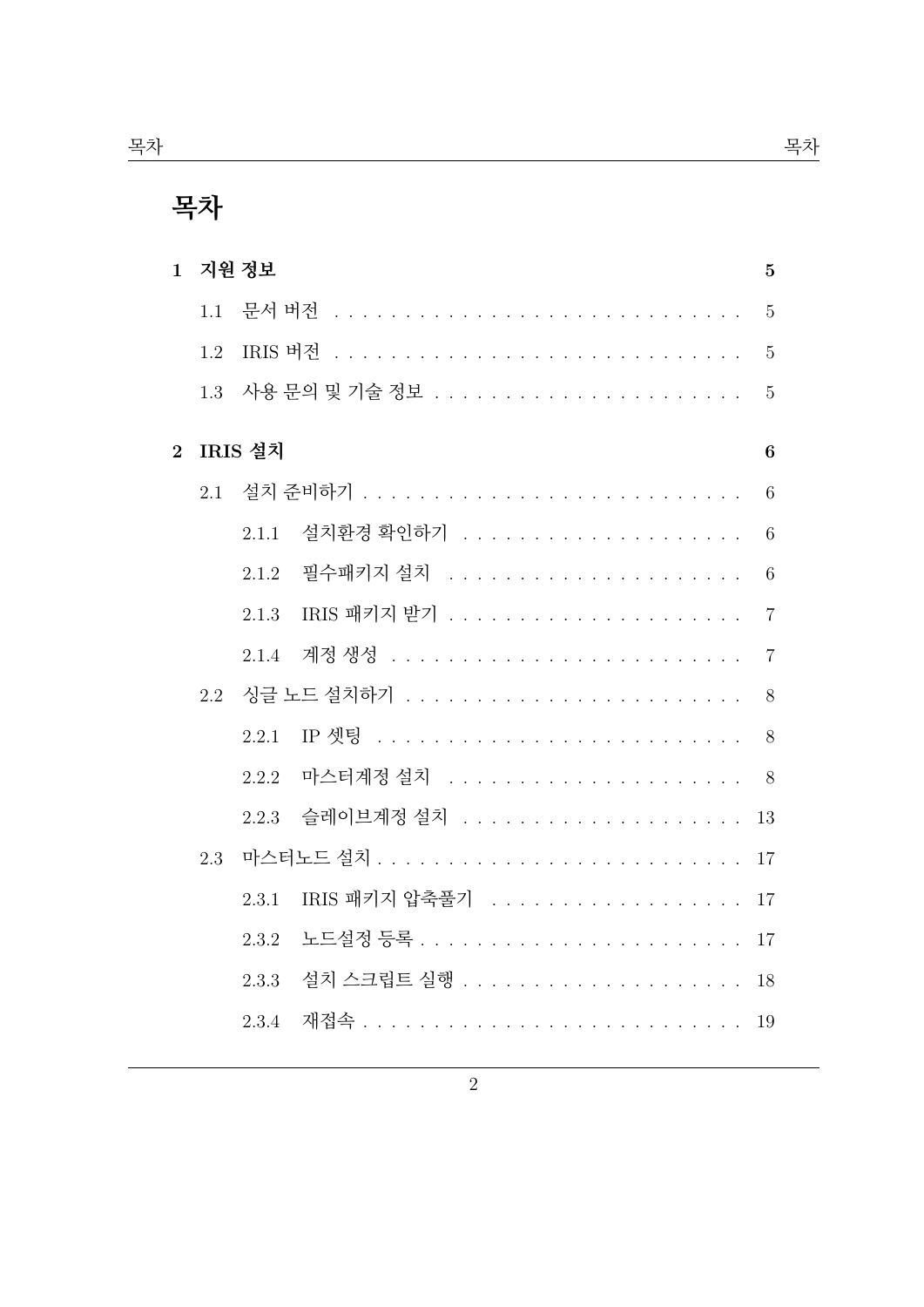# 목차

**1 지원 정보 — 5**

- 1.1 문서 버전 — 5
- 1.2 IRIS 버전 — 5
- 1.3 사용 문의 및 기술 정보 — 5

**2 IRIS 설치 — 6**

- 2.1 설치 준비하기 — 6
  - 2.1.1 설치환경 확인하기 — 6
  - 2.1.2 필수패키지 설치 — 6
  - 2.1.3 IRIS 패키지 받기 — 7
  - 2.1.4 계정 생성 — 7
- 2.2 싱글 노드 설치하기 — 8
  - 2.2.1 IP 셋팅 — 8
  - 2.2.2 마스터계정 설치 — 8
  - 2.2.3 슬레이브계정 설치 — 13
- 2.3 마스터노드 설치 — 17
  - 2.3.1 IRIS 패키지 압축풀기 — 17
  - 2.3.2 노드설정 등록 — 17
  - 2.3.3 설치 스크립트 실행 — 18
  - 2.3.4 재접속 — 19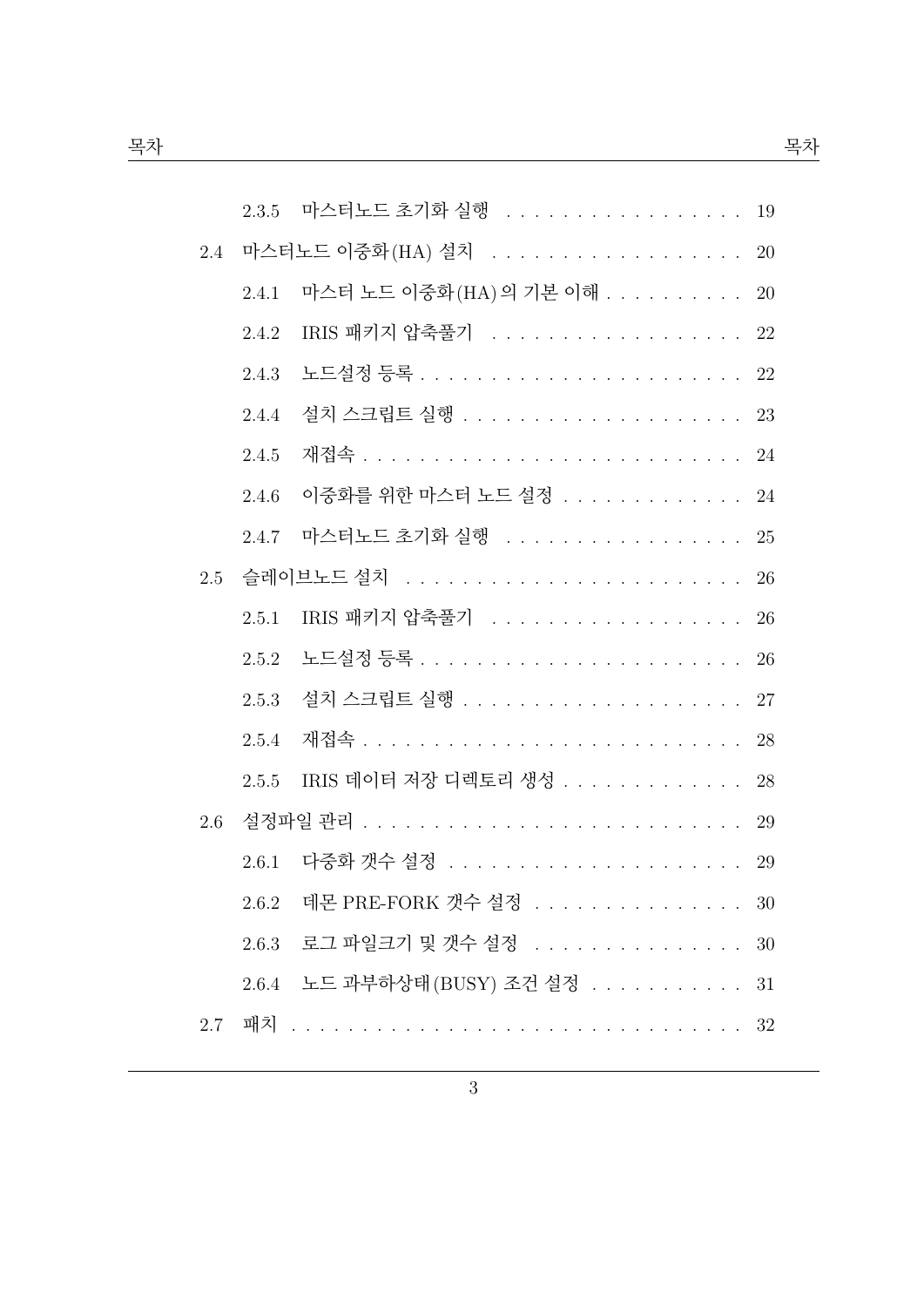2.3.5 마스터노드 초기화 실행 . . . . . . . . . . . . . . . . . . 19

2.4 마스터노드 이중화(HA) 설치 . . . . . . . . . . . . . . . . . . . 20

2.4.1 마스터 노드 이중화(HA)의 기본 이해 . . . . . . . . . . 20

2.4.2 IRIS 패키지 압축풀기 . . . . . . . . . . . . . . . . . . . 22

2.4.3 노드설정 등록 . . . . . . . . . . . . . . . . . . . . . . . . 22

2.4.4 설치 스크립트 실행 . . . . . . . . . . . . . . . . . . . . . 23

2.4.5 재접속 . . . . . . . . . . . . . . . . . . . . . . . . . . . . 24

2.4.6 이중화를 위한 마스터 노드 설정 . . . . . . . . . . . . . 24

2.4.7 마스터노드 초기화 실행 . . . . . . . . . . . . . . . . . . 25

2.5 슬레이브노드 설치 . . . . . . . . . . . . . . . . . . . . . . . . 26

2.5.1 IRIS 패키지 압축풀기 . . . . . . . . . . . . . . . . . . . 26

2.5.2 노드설정 등록 . . . . . . . . . . . . . . . . . . . . . . . . 26

2.5.3 설치 스크립트 실행 . . . . . . . . . . . . . . . . . . . . . 27

2.5.4 재접속 . . . . . . . . . . . . . . . . . . . . . . . . . . . . 28

2.5.5 IRIS 데이터 저장 디렉토리 생성 . . . . . . . . . . . . . 28

2.6 설정파일 관리 . . . . . . . . . . . . . . . . . . . . . . . . . . . 29

2.6.1 다중화 갯수 설정 . . . . . . . . . . . . . . . . . . . . . . 29

2.6.2 데몬 PRE-FORK 갯수 설정 . . . . . . . . . . . . . . . . 30

2.6.3 로그 파일크기 및 갯수 설정 . . . . . . . . . . . . . . . 30

2.6.4 노드 과부하상태(BUSY) 조건 설정 . . . . . . . . . . . 31

2.7 패치 . . . . . . . . . . . . . . . . . . . . . . . . . . . . . . . . 32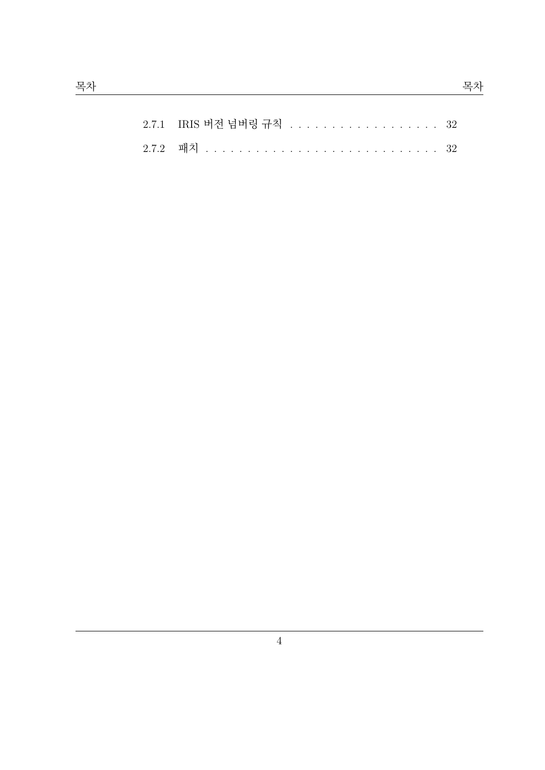2.7.1 IRIS 버전 넘버링 규칙 . . . . . . . . . . . . . . . . . . 32

2.7.2 패치 . . . . . . . . . . . . . . . . . . . . . . . . . . . . 32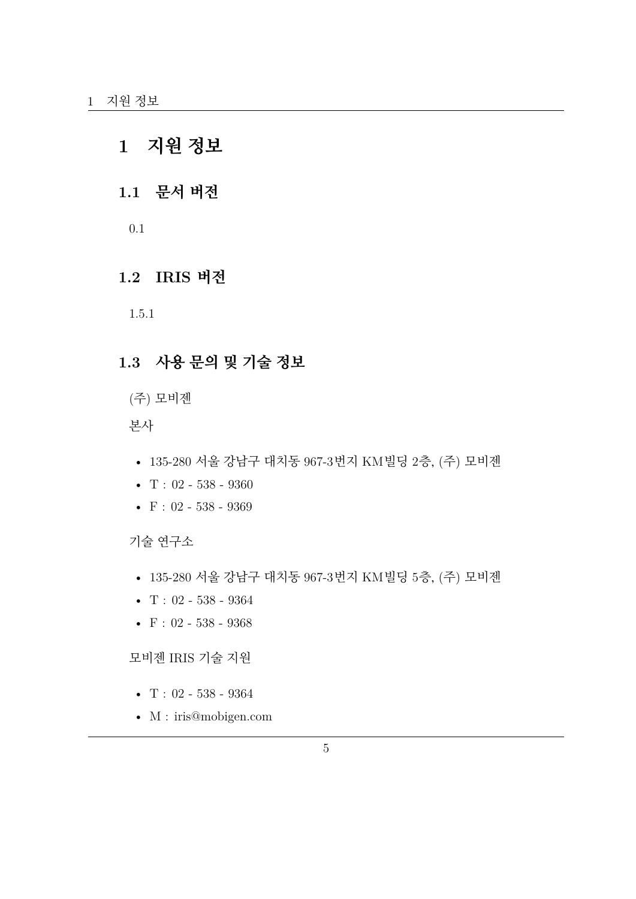# 1 지원 정보

## 1.1 문서 버전

0.1

## 1.2 IRIS 버전

1.5.1

## 1.3 사용 문의 및 기술 정보

(주) 모비젠

본사

- 135-280 서울 강남구 대치동 967-3번지 KM빌딩 2층, (주) 모비젠
- T : 02 - 538 - 9360
- F : 02 - 538 - 9369

기술 연구소

- 135-280 서울 강남구 대치동 967-3번지 KM빌딩 5층, (주) 모비젠
- T : 02 - 538 - 9364
- F : 02 - 538 - 9368

모비젠 IRIS 기술 지원

- T : 02 - 538 - 9364
- M : iris@mobigen.com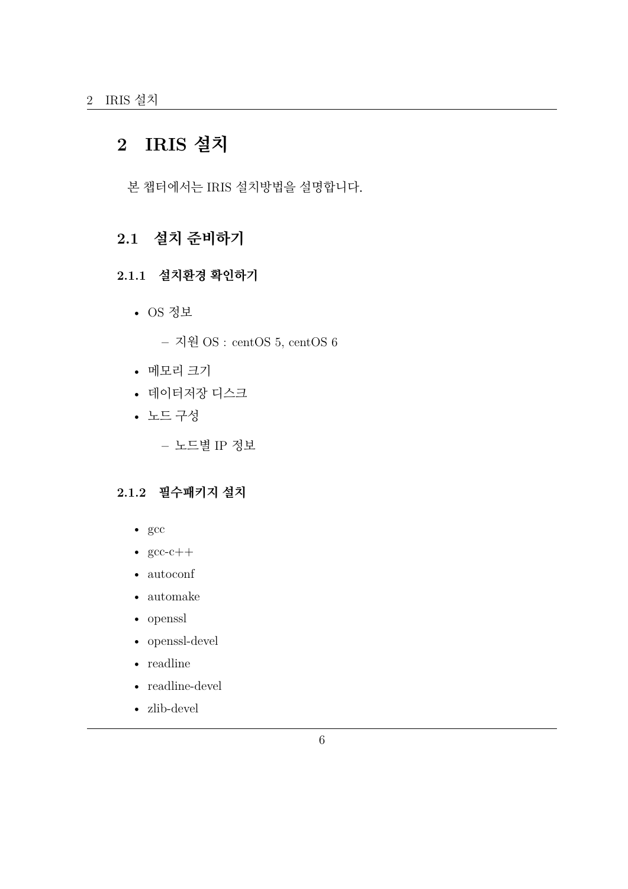# 2 IRIS 설치

본 챕터에서는 IRIS 설치방법을 설명합니다.

## 2.1 설치 준비하기

### 2.1.1 설치환경 확인하기

- OS 정보
  - 지원 OS : centOS 5, centOS 6
- 메모리 크기
- 데이터저장 디스크
- 노드 구성
  - 노드별 IP 정보

### 2.1.2 필수패키지 설치

- gcc
- gcc-c++
- autoconf
- automake
- openssl
- openssl-devel
- readline
- readline-devel
- zlib-devel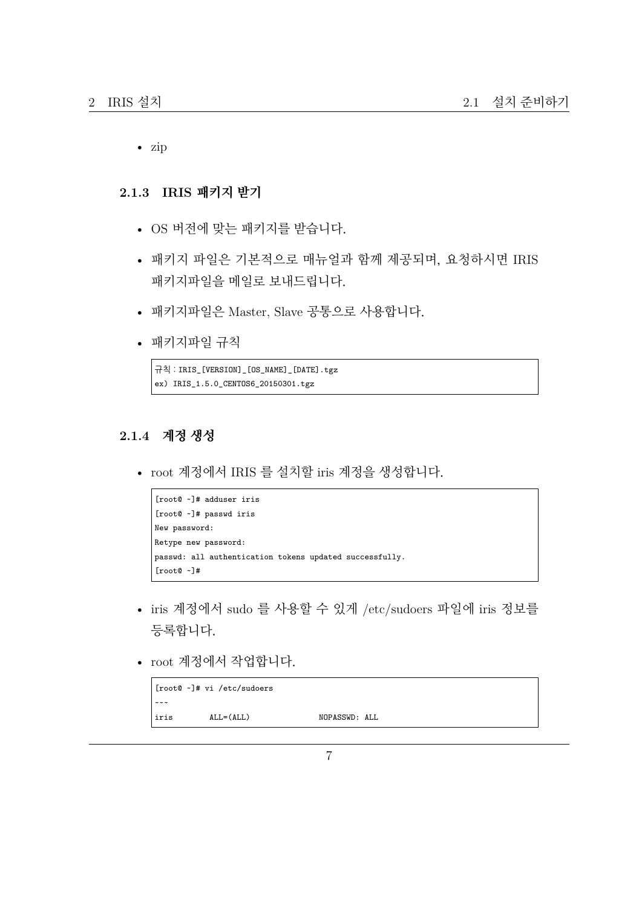- zip

### 2.1.3 IRIS 패키지 받기

- OS 버전에 맞는 패키지를 받습니다.
- 패키지 파일은 기본적으로 매뉴얼과 함께 제공되며, 요청하시면 IRIS 패키지파일을 메일로 보내드립니다.
- 패키지파일은 Master, Slave 공통으로 사용합니다.
- 패키지파일 규칙

```
규칙 : IRIS_[VERSION]_[OS_NAME]_[DATE].tgz
ex) IRIS_1.5.0_CENTOS6_20150301.tgz
```

### 2.1.4 계정 생성

- root 계정에서 IRIS 를 설치할 iris 계정을 생성합니다.

```
[root@ ~]# adduser iris
[root@ ~]# passwd iris
New password:
Retype new password:
passwd: all authentication tokens updated successfully.
[root@ ~]#
```

- iris 계정에서 sudo 를 사용할 수 있게 /etc/sudoers 파일에 iris 정보를 등록합니다.
- root 계정에서 작업합니다.

```
[root@ ~]# vi /etc/sudoers
~~~
iris        ALL=(ALL)              NOPASSWD: ALL
```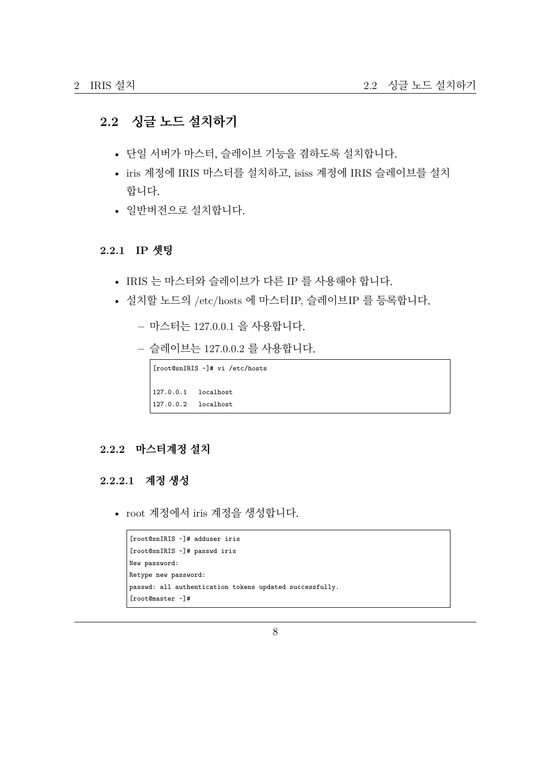## 2.2 싱글 노드 설치하기

- 단일 서버가 마스터, 슬레이브 기능을 겸하도록 설치합니다.
- iris 계정에 IRIS 마스터를 설치하고, isiss 계정에 IRIS 슬레이브를 설치합니다.
- 일반버전으로 설치합니다.

### 2.2.1 IP 셋팅

- IRIS 는 마스터와 슬레이브가 다른 IP 를 사용해야 합니다.
- 설치할 노드의 /etc/hosts 에 마스터IP, 슬레이브IP 를 등록합니다.
  - 마스터는 127.0.0.1 을 사용합니다.
  - 슬레이브는 127.0.0.2 를 사용합니다.

```
[root@snIRIS ~]# vi /etc/hosts

127.0.0.1   localhost
127.0.0.2   localhost
```

### 2.2.2 마스터계정 설치

#### 2.2.2.1 계정 생성

- root 계정에서 iris 계정을 생성합니다.

```
[root@snIRIS ~]# adduser iris
[root@snIRIS ~]# passwd iris
New password:
Retype new password:
passwd: all authentication tokens updated successfully.
[root@master ~]#
```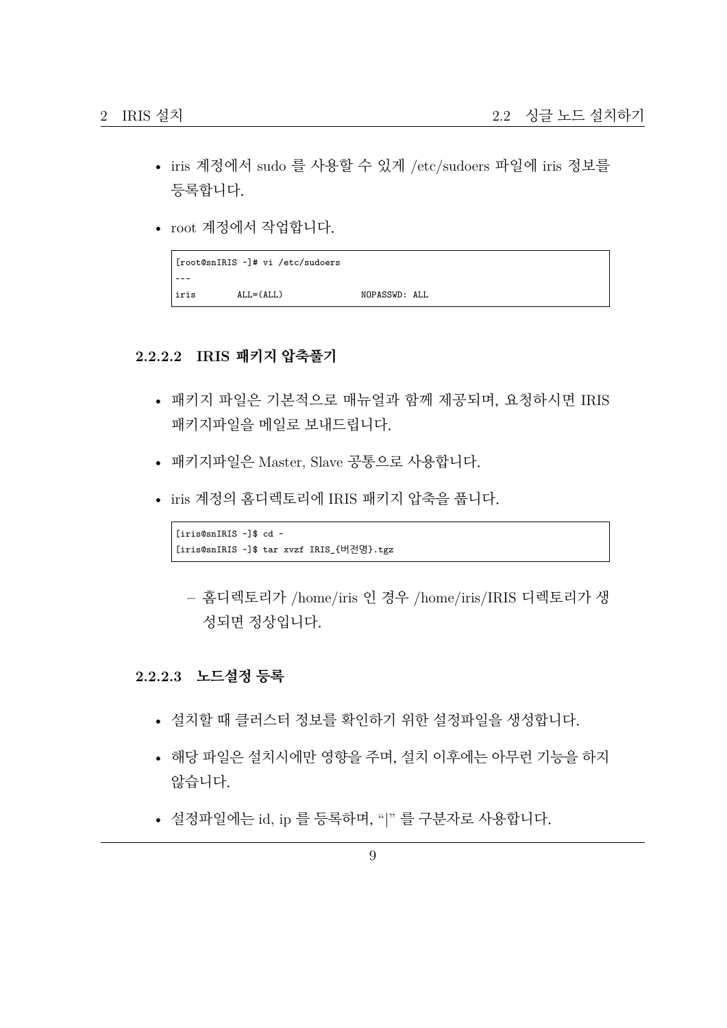- iris 계정에서 sudo 를 사용할 수 있게 /etc/sudoers 파일에 iris 정보를 등록합니다.
- root 계정에서 작업합니다.

```
[root@snIRIS ~]# vi /etc/sudoers
~~~
iris        ALL=(ALL)              NOPASSWD: ALL
```

#### 2.2.2.2 IRIS 패키지 압축풀기

- 패키지 파일은 기본적으로 매뉴얼과 함께 제공되며, 요청하시면 IRIS 패키지파일을 메일로 보내드립니다.
- 패키지파일은 Master, Slave 공통으로 사용합니다.
- iris 계정의 홈디렉토리에 IRIS 패키지 압축을 풉니다.

```
[iris@snIRIS ~]$ cd ~
[iris@snIRIS ~]$ tar xvzf IRIS_{버전명}.tgz
```

  – 홈디렉토리가 /home/iris 인 경우 /home/iris/IRIS 디렉토리가 생성되면 정상입니다.

#### 2.2.2.3 노드설정 등록

- 설치할 때 클러스터 정보를 확인하기 위한 설정파일을 생성합니다.
- 해당 파일은 설치시에만 영향을 주며, 설치 이후에는 아무런 기능을 하지 않습니다.
- 설정파일에는 id, ip 를 등록하며, "|" 를 구분자로 사용합니다.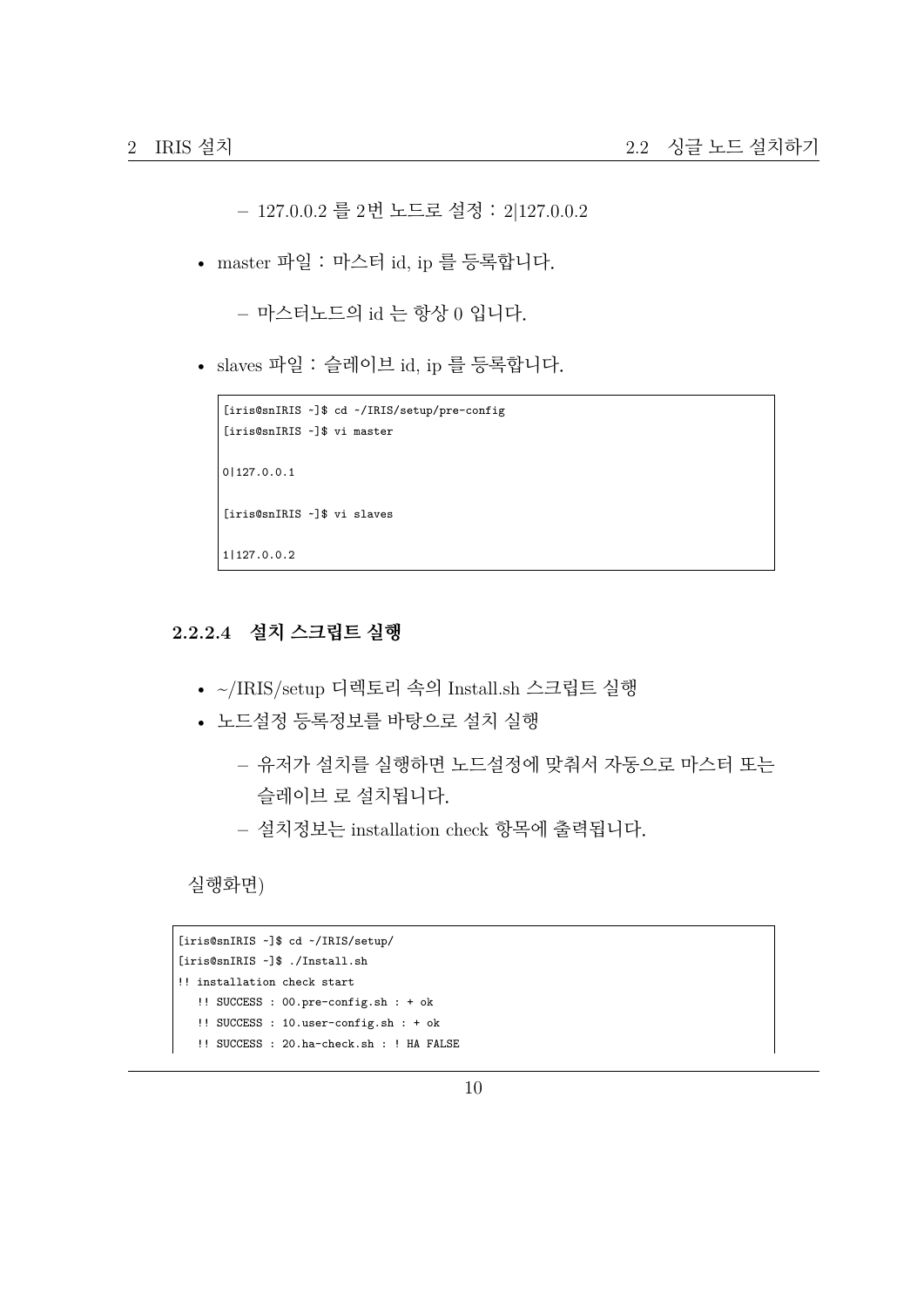- 127.0.0.2 를 2번 노드로 설정 : 2|127.0.0.2

- master 파일 : 마스터 id, ip 를 등록합니다.
  - 마스터노드의 id 는 항상 0 입니다.
- slaves 파일 : 슬레이브 id, ip 를 등록합니다.

```
[iris@snIRIS ~]$ cd ~/IRIS/setup/pre-config
[iris@snIRIS ~]$ vi master

0|127.0.0.1

[iris@snIRIS ~]$ vi slaves

1|127.0.0.2
```

#### 2.2.2.4 설치 스크립트 실행

- ~/IRIS/setup 디렉토리 속의 Install.sh 스크립트 실행
- 노드설정 등록정보를 바탕으로 설치 실행
  - 유저가 설치를 실행하면 노드설정에 맞춰서 자동으로 마스터 또는 슬레이브 로 설치됩니다.
  - 설치정보는 installation check 항목에 출력됩니다.

실행화면)

```
[iris@snIRIS ~]$ cd ~/IRIS/setup/
[iris@snIRIS ~]$ ./Install.sh
!! installation check start
   !! SUCCESS : 00.pre-config.sh : + ok
   !! SUCCESS : 10.user-config.sh : + ok
   !! SUCCESS : 20.ha-check.sh : ! HA FALSE
```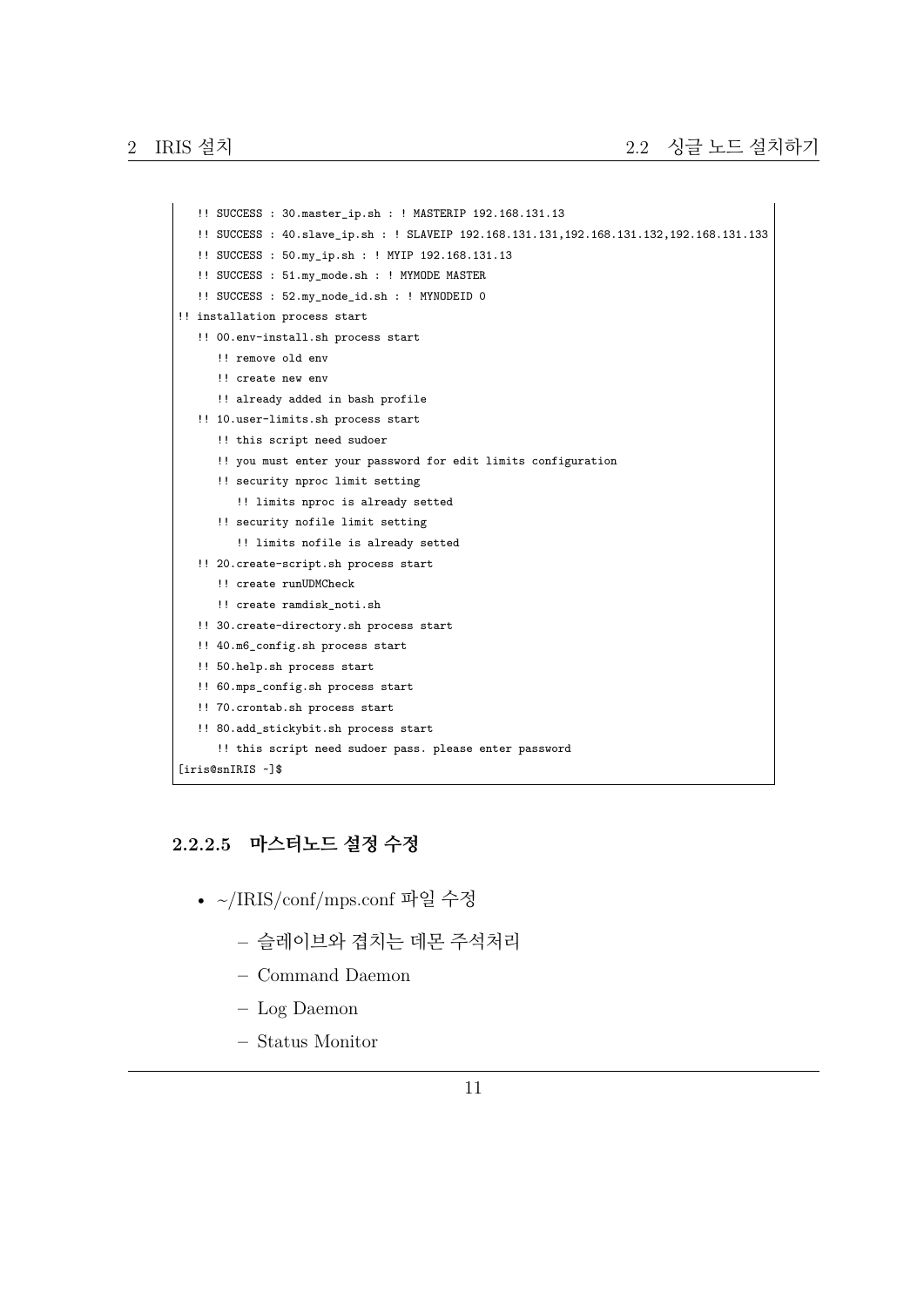```
   !! SUCCESS : 30.master_ip.sh : ! MASTERIP 192.168.131.13
   !! SUCCESS : 40.slave_ip.sh : ! SLAVEIP 192.168.131.131,192.168.131.132,192.168.131.133
   !! SUCCESS : 50.my_ip.sh : ! MYIP 192.168.131.13
   !! SUCCESS : 51.my_mode.sh : ! MYMODE MASTER
   !! SUCCESS : 52.my_node_id.sh : ! MYNODEID 0
!! installation process start
   !! 00.env-install.sh process start
      !! remove old env
      !! create new env
      !! already added in bash profile
   !! 10.user-limits.sh process start
      !! this script need sudoer
      !! you must enter your password for edit limits configuration
      !! security nproc limit setting
         !! limits nproc is already setted
      !! security nofile limit setting
         !! limits nofile is already setted
   !! 20.create-script.sh process start
      !! create runUDMCheck
      !! create ramdisk_noti.sh
   !! 30.create-directory.sh process start
   !! 40.m6_config.sh process start
   !! 50.help.sh process start
   !! 60.mps_config.sh process start
   !! 70.crontab.sh process start
   !! 80.add_stickybit.sh process start
      !! this script need sudoer pass. please enter password
[iris@snIRIS ~]$
```

#### 2.2.2.5 마스터노드 설정 수정

- ~/IRIS/conf/mps.conf 파일 수정
  - 슬레이브와 겹치는 데몬 주석처리
  - Command Daemon
  - Log Daemon
  - Status Monitor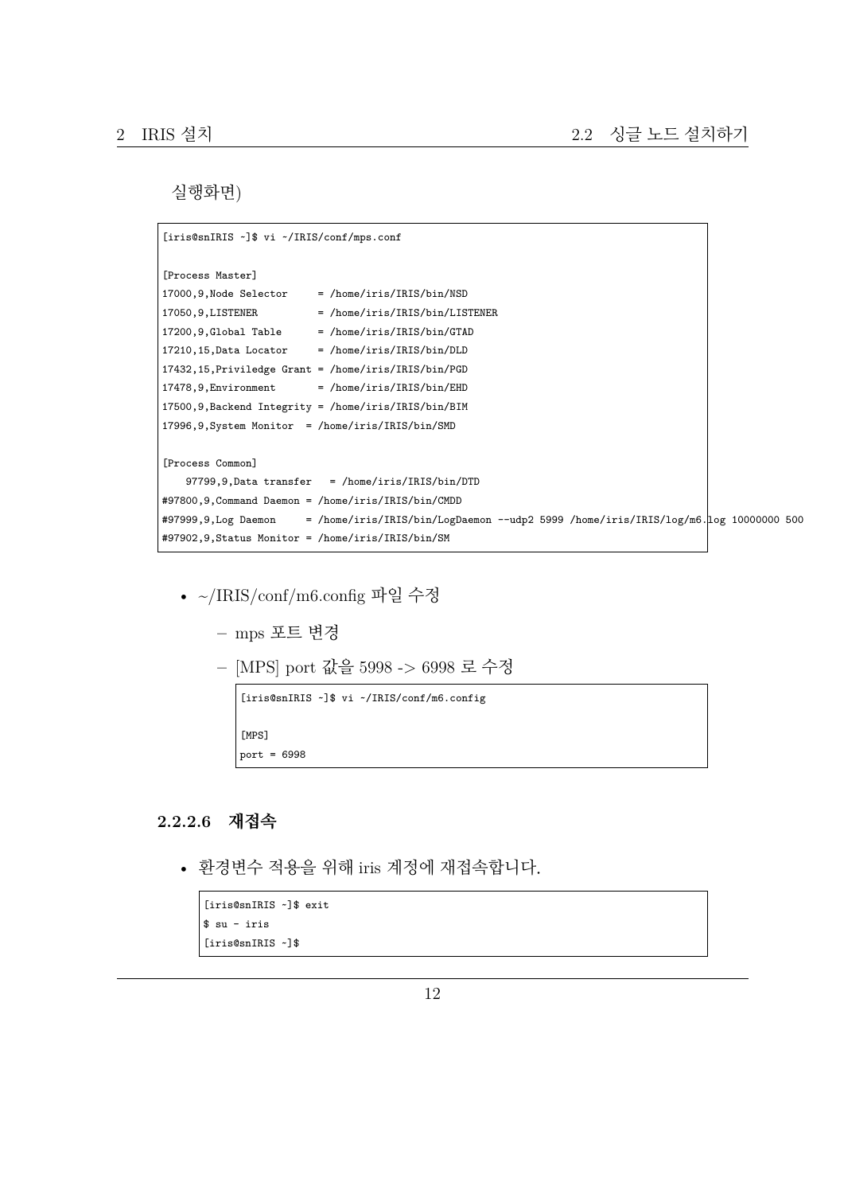실행화면)

```
[iris@snIRIS ~]$ vi ~/IRIS/conf/mps.conf

[Process Master]
17000,9,Node Selector     = /home/iris/IRIS/bin/NSD
17050,9,LISTENER          = /home/iris/IRIS/bin/LISTENER
17200,9,Global Table      = /home/iris/IRIS/bin/GTAD
17210,15,Data Locator     = /home/iris/IRIS/bin/DLD
17432,15,Priviledge Grant = /home/iris/IRIS/bin/PGD
17478,9,Environment       = /home/iris/IRIS/bin/EHD
17500,9,Backend Integrity = /home/iris/IRIS/bin/BIM
17996,9,System Monitor  = /home/iris/IRIS/bin/SMD

[Process Common]
    97799,9,Data transfer   = /home/iris/IRIS/bin/DTD
#97800,9,Command Daemon = /home/iris/IRIS/bin/CMDD
#97999,9,Log Daemon     = /home/iris/IRIS/bin/LogDaemon --udp2 5999 /home/iris/IRIS/log/m6.log 10000000 500
#97902,9,Status Monitor = /home/iris/IRIS/bin/SM
```

- ~/IRIS/conf/m6.config 파일 수정
  - mps 포트 변경
  - [MPS] port 값을 5998 -> 6998 로 수정

```
[iris@snIRIS ~]$ vi ~/IRIS/conf/m6.config

[MPS]
port = 6998
```

#### 2.2.2.6 재접속

- 환경변수 적용을 위해 iris 계정에 재접속합니다.

```
[iris@snIRIS ~]$ exit
$ su - iris
[iris@snIRIS ~]$
```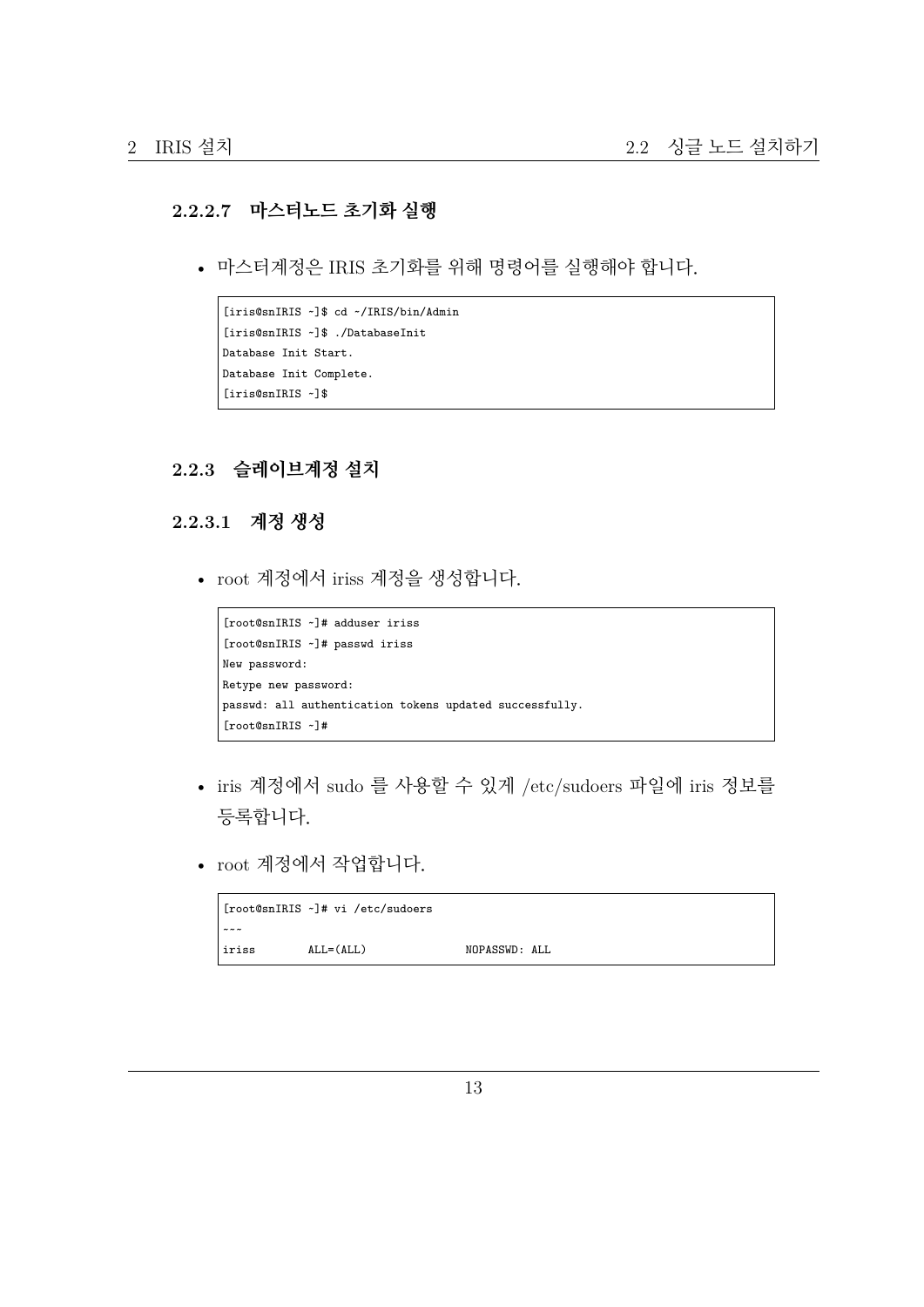#### 2.2.2.7 마스터노드 초기화 실행

- 마스터계정은 IRIS 초기화를 위해 명령어를 실행해야 합니다.

```
[iris@snIRIS ~]$ cd ~/IRIS/bin/Admin
[iris@snIRIS ~]$ ./DatabaseInit
Database Init Start.
Database Init Complete.
[iris@snIRIS ~]$
```

### 2.2.3 슬레이브계정 설치

#### 2.2.3.1 계정 생성

- root 계정에서 iriss 계정을 생성합니다.

```
[root@snIRIS ~]# adduser iriss
[root@snIRIS ~]# passwd iriss
New password:
Retype new password:
passwd: all authentication tokens updated successfully.
[root@snIRIS ~]#
```

- iris 계정에서 sudo 를 사용할 수 있게 /etc/sudoers 파일에 iris 정보를 등록합니다.
- root 계정에서 작업합니다.

```
[root@snIRIS ~]# vi /etc/sudoers
~~~
iriss        ALL=(ALL)              NOPASSWD: ALL
```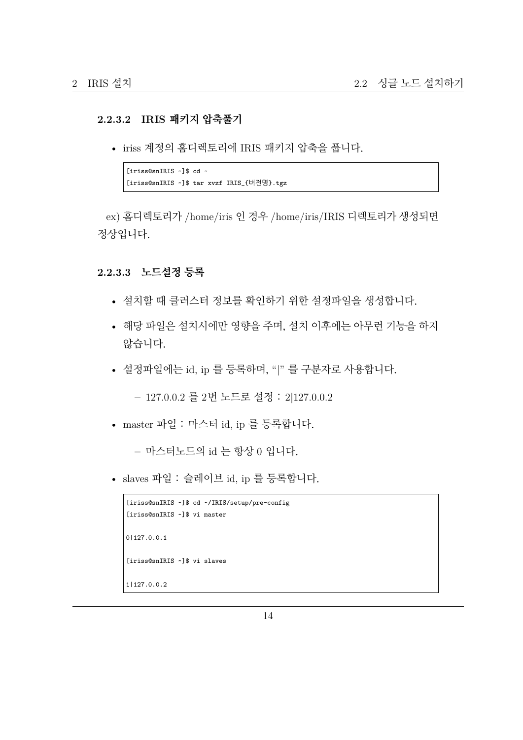#### 2.2.3.2 IRIS 패키지 압축풀기

- iriss 계정의 홈디렉토리에 IRIS 패키지 압축을 풉니다.

```
[iriss@snIRIS ~]$ cd ~
[iriss@snIRIS ~]$ tar xvzf IRIS_{버전명}.tgz
```

ex) 홈디렉토리가 /home/iris 인 경우 /home/iris/IRIS 디렉토리가 생성되면 정상입니다.

#### 2.2.3.3 노드설정 등록

- 설치할 때 클러스터 정보를 확인하기 위한 설정파일을 생성합니다.
- 해당 파일은 설치시에만 영향을 주며, 설치 이후에는 아무런 기능을 하지 않습니다.
- 설정파일에는 id, ip 를 등록하며, "|" 를 구분자로 사용합니다.
  - 127.0.0.2 를 2번 노드로 설정 : 2|127.0.0.2
- master 파일 : 마스터 id, ip 를 등록합니다.
  - 마스터노드의 id 는 항상 0 입니다.
- slaves 파일 : 슬레이브 id, ip 를 등록합니다.

```
[iriss@snIRIS ~]$ cd ~/IRIS/setup/pre-config
[iriss@snIRIS ~]$ vi master

0|127.0.0.1

[iriss@snIRIS ~]$ vi slaves

1|127.0.0.2
```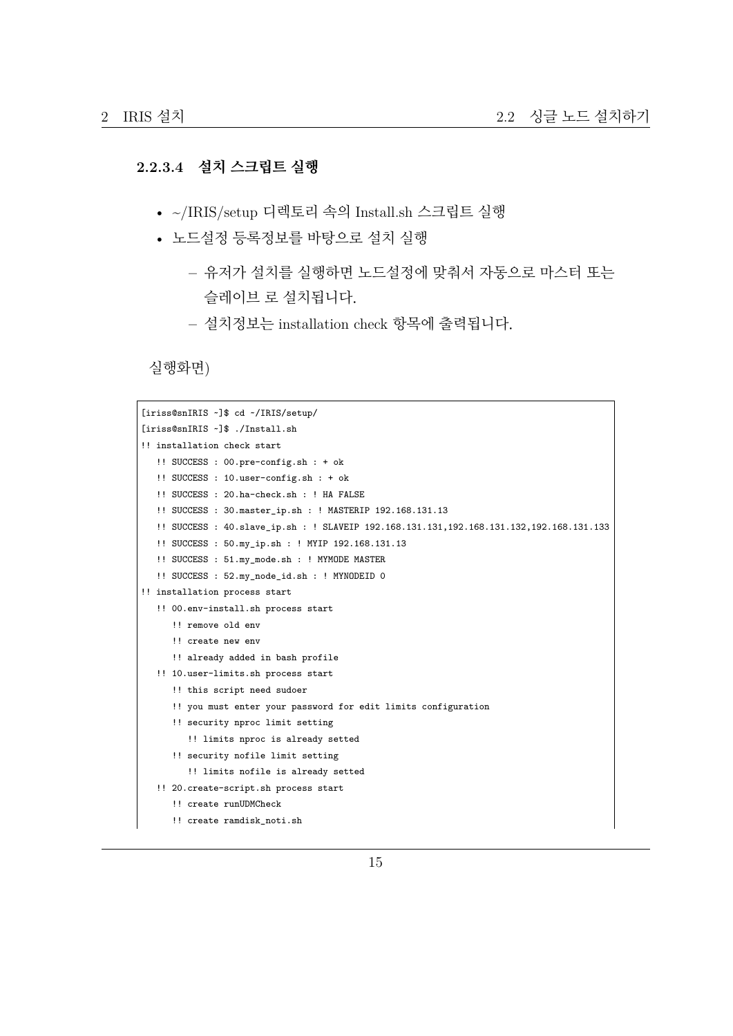#### 2.2.3.4 설치 스크립트 실행

- ~/IRIS/setup 디렉토리 속의 Install.sh 스크립트 실행
- 노드설정 등록정보를 바탕으로 설치 실행
  - 유저가 설치를 실행하면 노드설정에 맞춰서 자동으로 마스터 또는 슬레이브 로 설치됩니다.
  - 설치정보는 installation check 항목에 출력됩니다.

실행화면)

```
[iriss@snIRIS ~]$ cd ~/IRIS/setup/
[iriss@snIRIS ~]$ ./Install.sh
!! installation check start
   !! SUCCESS : 00.pre-config.sh : + ok
   !! SUCCESS : 10.user-config.sh : + ok
   !! SUCCESS : 20.ha-check.sh : ! HA FALSE
   !! SUCCESS : 30.master_ip.sh : ! MASTERIP 192.168.131.13
   !! SUCCESS : 40.slave_ip.sh : ! SLAVEIP 192.168.131.131,192.168.131.132,192.168.131.133
   !! SUCCESS : 50.my_ip.sh : ! MYIP 192.168.131.13
   !! SUCCESS : 51.my_mode.sh : ! MYMODE MASTER
   !! SUCCESS : 52.my_node_id.sh : ! MYNODEID 0
!! installation process start
   !! 00.env-install.sh process start
      !! remove old env
      !! create new env
      !! already added in bash profile
   !! 10.user-limits.sh process start
      !! this script need sudoer
      !! you must enter your password for edit limits configuration
      !! security nproc limit setting
         !! limits nproc is already setted
      !! security nofile limit setting
         !! limits nofile is already setted
   !! 20.create-script.sh process start
      !! create runUDMCheck
      !! create ramdisk_noti.sh
```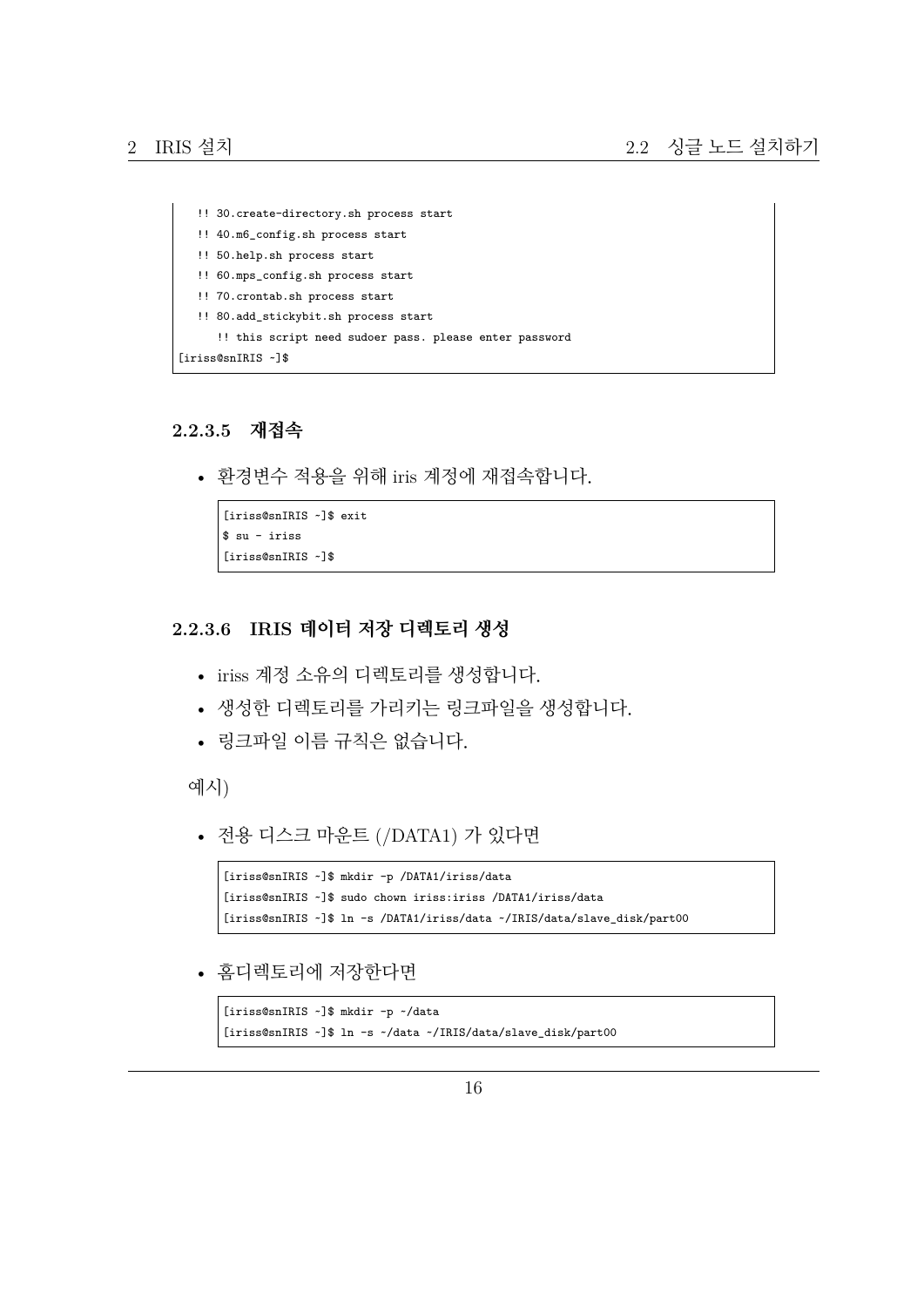```
   !! 30.create-directory.sh process start
   !! 40.m6_config.sh process start
   !! 50.help.sh process start
   !! 60.mps_config.sh process start
   !! 70.crontab.sh process start
   !! 80.add_stickybit.sh process start
      !! this script need sudoer pass. please enter password
[iriss@snIRIS ~]$
```

#### 2.2.3.5 재접속

- 환경변수 적용을 위해 iris 계정에 재접속합니다.

```
[iriss@snIRIS ~]$ exit
$ su - iriss
[iriss@snIRIS ~]$
```

#### 2.2.3.6 IRIS 데이터 저장 디렉토리 생성

- iriss 계정 소유의 디렉토리를 생성합니다.
- 생성한 디렉토리를 가리키는 링크파일을 생성합니다.
- 링크파일 이름 규칙은 없습니다.

예시)

- 전용 디스크 마운트 (/DATA1) 가 있다면

```
[iriss@snIRIS ~]$ mkdir -p /DATA1/iriss/data
[iriss@snIRIS ~]$ sudo chown iriss:iriss /DATA1/iriss/data
[iriss@snIRIS ~]$ ln -s /DATA1/iriss/data ~/IRIS/data/slave_disk/part00
```

- 홈디렉토리에 저장한다면

```
[iriss@snIRIS ~]$ mkdir -p ~/data
[iriss@snIRIS ~]$ ln -s ~/data ~/IRIS/data/slave_disk/part00
```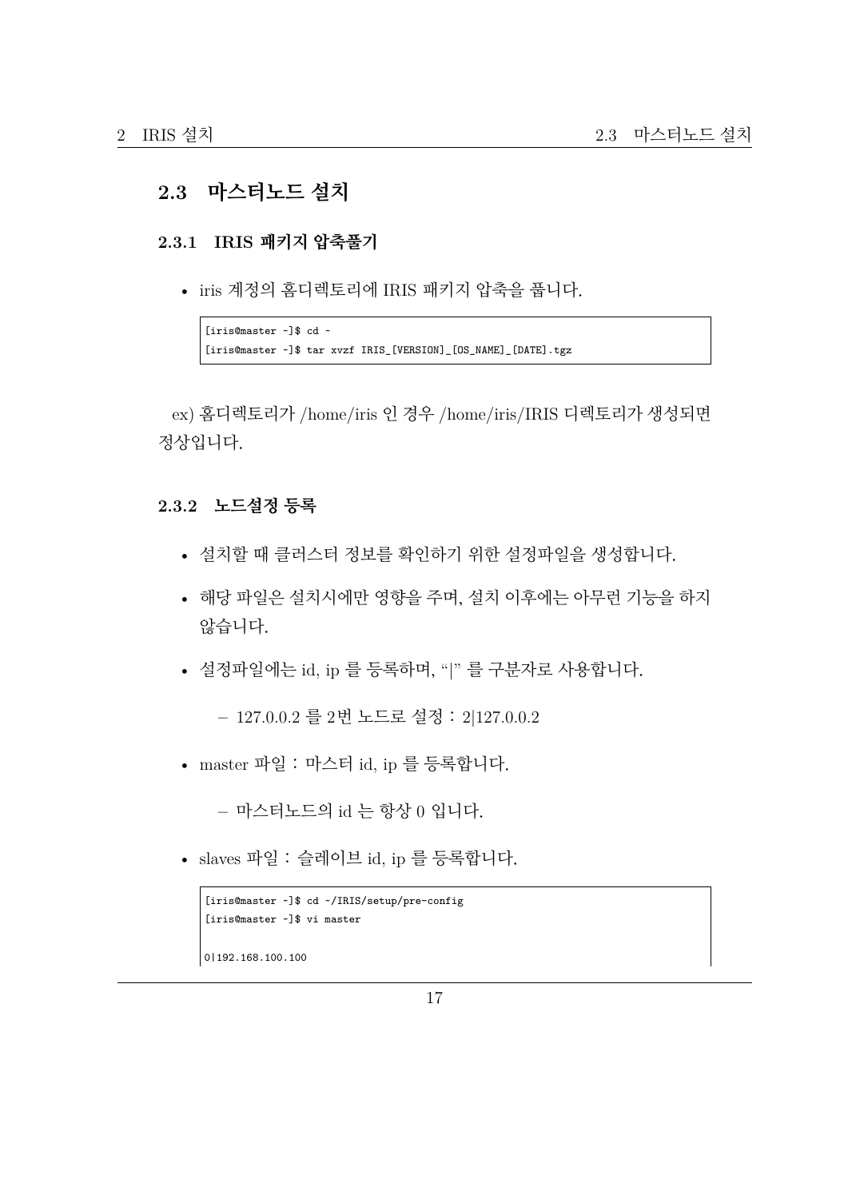## 2.3 마스터노드 설치

### 2.3.1 IRIS 패키지 압축풀기

- iris 계정의 홈디렉토리에 IRIS 패키지 압축을 풉니다.

```
[iris@master ~]$ cd ~
[iris@master ~]$ tar xvzf IRIS_[VERSION]_[OS_NAME]_[DATE].tgz
```

ex) 홈디렉토리가 /home/iris 인 경우 /home/iris/IRIS 디렉토리가 생성되면 정상입니다.

### 2.3.2 노드설정 등록

- 설치할 때 클러스터 정보를 확인하기 위한 설정파일을 생성합니다.
- 해당 파일은 설치시에만 영향을 주며, 설치 이후에는 아무런 기능을 하지 않습니다.
- 설정파일에는 id, ip 를 등록하며, "|" 를 구분자로 사용합니다.
  - 127.0.0.2 를 2번 노드로 설정 : 2|127.0.0.2
- master 파일 : 마스터 id, ip 를 등록합니다.
  - 마스터노드의 id 는 항상 0 입니다.
- slaves 파일 : 슬레이브 id, ip 를 등록합니다.

```
[iris@master ~]$ cd ~/IRIS/setup/pre-config
[iris@master ~]$ vi master

0|192.168.100.100
```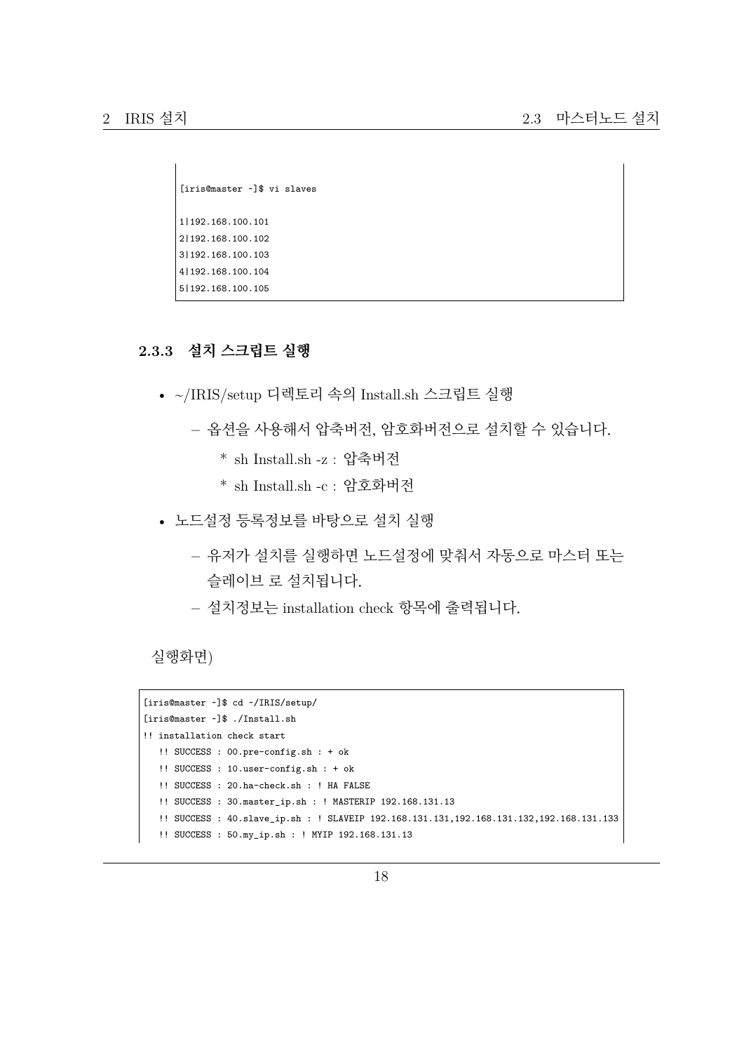```
[iris@master ~]$ vi slaves

1|192.168.100.101
2|192.168.100.102
3|192.168.100.103
4|192.168.100.104
5|192.168.100.105
```

### 2.3.3 설치 스크립트 실행

- ~/IRIS/setup 디렉토리 속의 Install.sh 스크립트 실행
  - 옵션을 사용해서 압축버전, 암호화버전으로 설치할 수 있습니다.
    * sh Install.sh -z : 압축버전
    * sh Install.sh -c : 암호화버전
- 노드설정 등록정보를 바탕으로 설치 실행
  - 유저가 설치를 실행하면 노드설정에 맞춰서 자동으로 마스터 또는 슬레이브 로 설치됩니다.
  - 설치정보는 installation check 항목에 출력됩니다.

실행화면)

```
[iris@master ~]$ cd ~/IRIS/setup/
[iris@master ~]$ ./Install.sh
!! installation check start
   !! SUCCESS : 00.pre-config.sh : + ok
   !! SUCCESS : 10.user-config.sh : + ok
   !! SUCCESS : 20.ha-check.sh : ! HA FALSE
   !! SUCCESS : 30.master_ip.sh : ! MASTERIP 192.168.131.13
   !! SUCCESS : 40.slave_ip.sh : ! SLAVEIP 192.168.131.131,192.168.131.132,192.168.131.133
   !! SUCCESS : 50.my_ip.sh : ! MYIP 192.168.131.13
```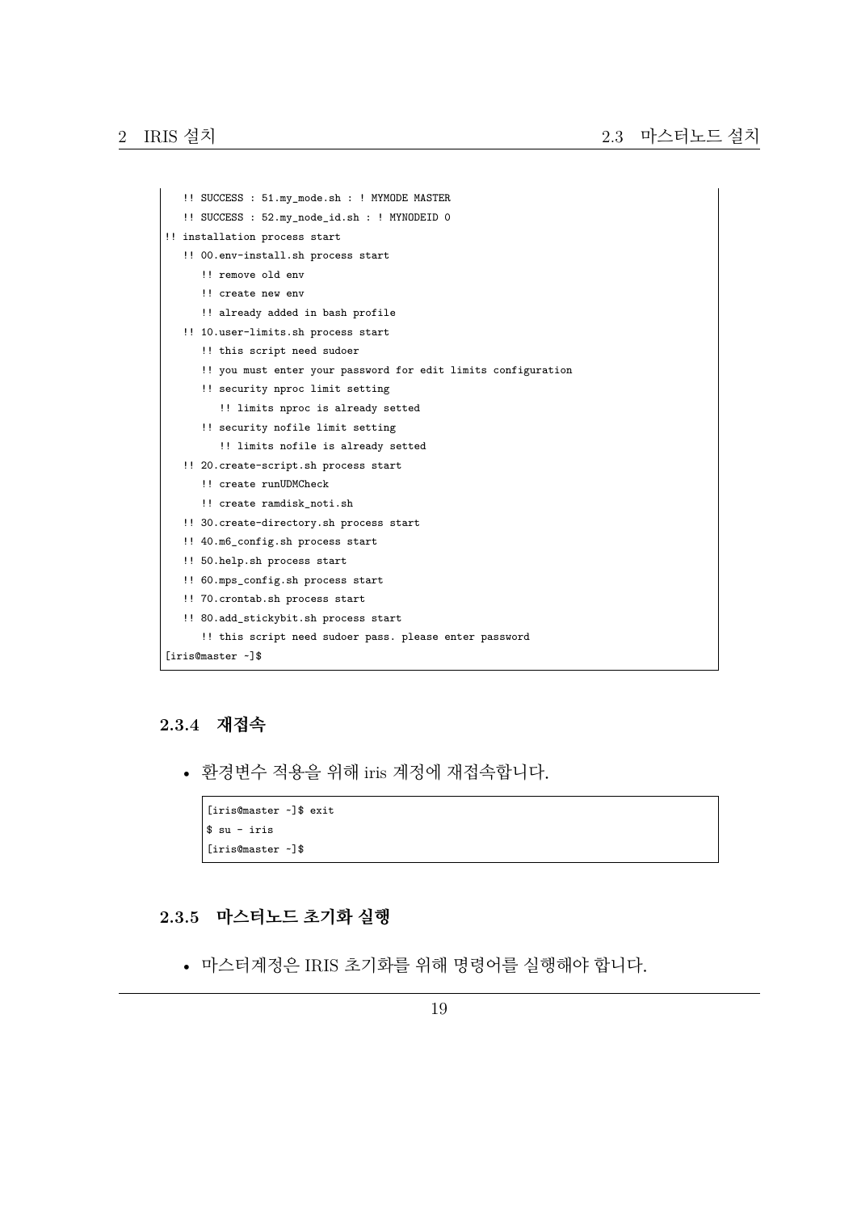```
   !! SUCCESS : 51.my_mode.sh : ! MYMODE MASTER
   !! SUCCESS : 52.my_node_id.sh : ! MYNODEID 0
!! installation process start
   !! 00.env-install.sh process start
      !! remove old env
      !! create new env
      !! already added in bash profile
   !! 10.user-limits.sh process start
      !! this script need sudoer
      !! you must enter your password for edit limits configuration
      !! security nproc limit setting
         !! limits nproc is already setted
      !! security nofile limit setting
         !! limits nofile is already setted
   !! 20.create-script.sh process start
      !! create runUDMCheck
      !! create ramdisk_noti.sh
   !! 30.create-directory.sh process start
   !! 40.m6_config.sh process start
   !! 50.help.sh process start
   !! 60.mps_config.sh process start
   !! 70.crontab.sh process start
   !! 80.add_stickybit.sh process start
      !! this script need sudoer pass. please enter password
[iris@master ~]$
```

### 2.3.4 재접속

- 환경변수 적용을 위해 iris 계정에 재접속합니다.

```
[iris@master ~]$ exit
$ su - iris
[iris@master ~]$
```

### 2.3.5 마스터노드 초기화 실행

- 마스터계정은 IRIS 초기화를 위해 명령어를 실행해야 합니다.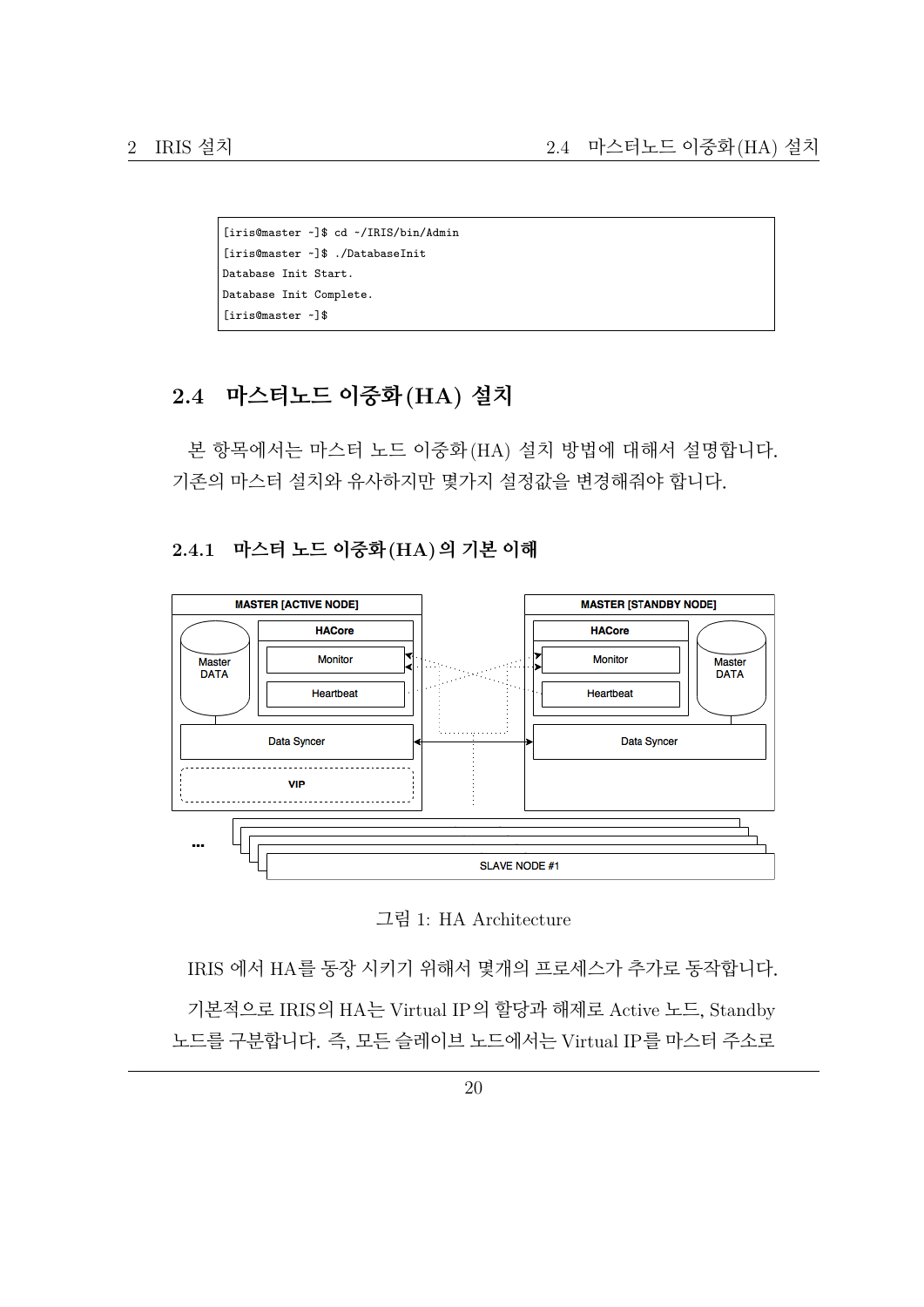```
[iris@master ~]$ cd ~/IRIS/bin/Admin
[iris@master ~]$ ./DatabaseInit
Database Init Start.
Database Init Complete.
[iris@master ~]$
```

## 2.4 마스터노드 이중화(HA) 설치

본 항목에서는 마스터 노드 이중화(HA) 설치 방법에 대해서 설명합니다. 기존의 마스터 설치와 유사하지만 몇가지 설정값을 변경해줘야 합니다.

### 2.4.1 마스터 노드 이중화(HA)의 기본 이해

그림 1: HA Architecture

IRIS 에서 HA를 동장 시키기 위해서 몇개의 프로세스가 추가로 동작합니다.

기본적으로 IRIS의 HA는 Virtual IP의 할당과 해제로 Active 노드, Standby 노드를 구분합니다. 즉, 모든 슬레이브 노드에서는 Virtual IP를 마스터 주소로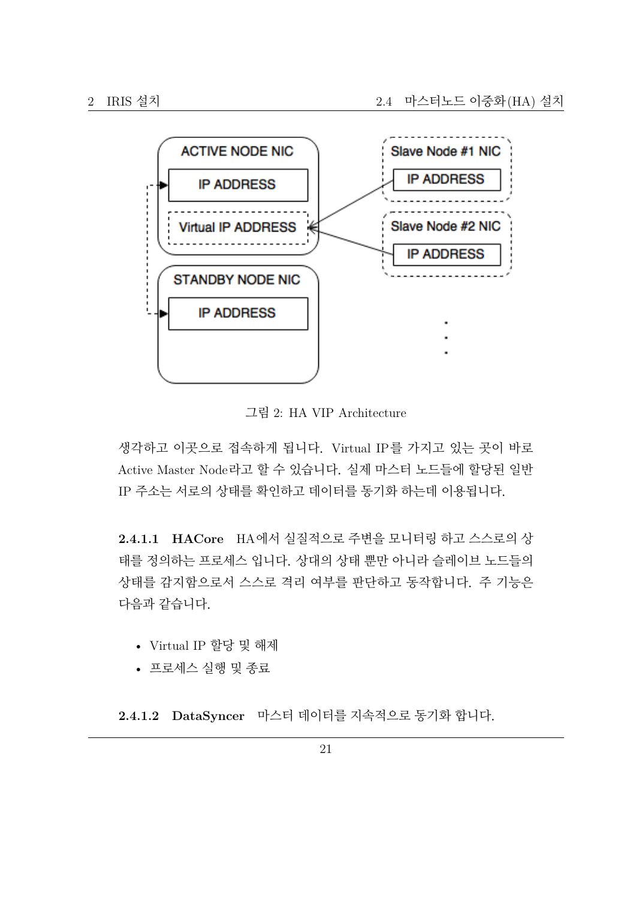그림 2: HA VIP Architecture

생각하고 이곳으로 접속하게 됩니다. Virtual IP를 가지고 있는 곳이 바로 Active Master Node라고 할 수 있습니다. 실제 마스터 노드들에 할당된 일반 IP 주소는 서로의 상태를 확인하고 데이터를 동기화 하는데 이용됩니다.

#### 2.4.1.1 HACore

HA에서 실질적으로 주변을 모니터링 하고 스스로의 상태를 정의하는 프로세스 입니다. 상대의 상태 뿐만 아니라 슬레이브 노드들의 상태를 감지함으로서 스스로 격리 여부를 판단하고 동작합니다. 주 기능은 다음과 같습니다.

- Virtual IP 할당 및 해제
- 프로세스 실행 및 종료

#### 2.4.1.2 DataSyncer

마스터 데이터를 지속적으로 동기화 합니다.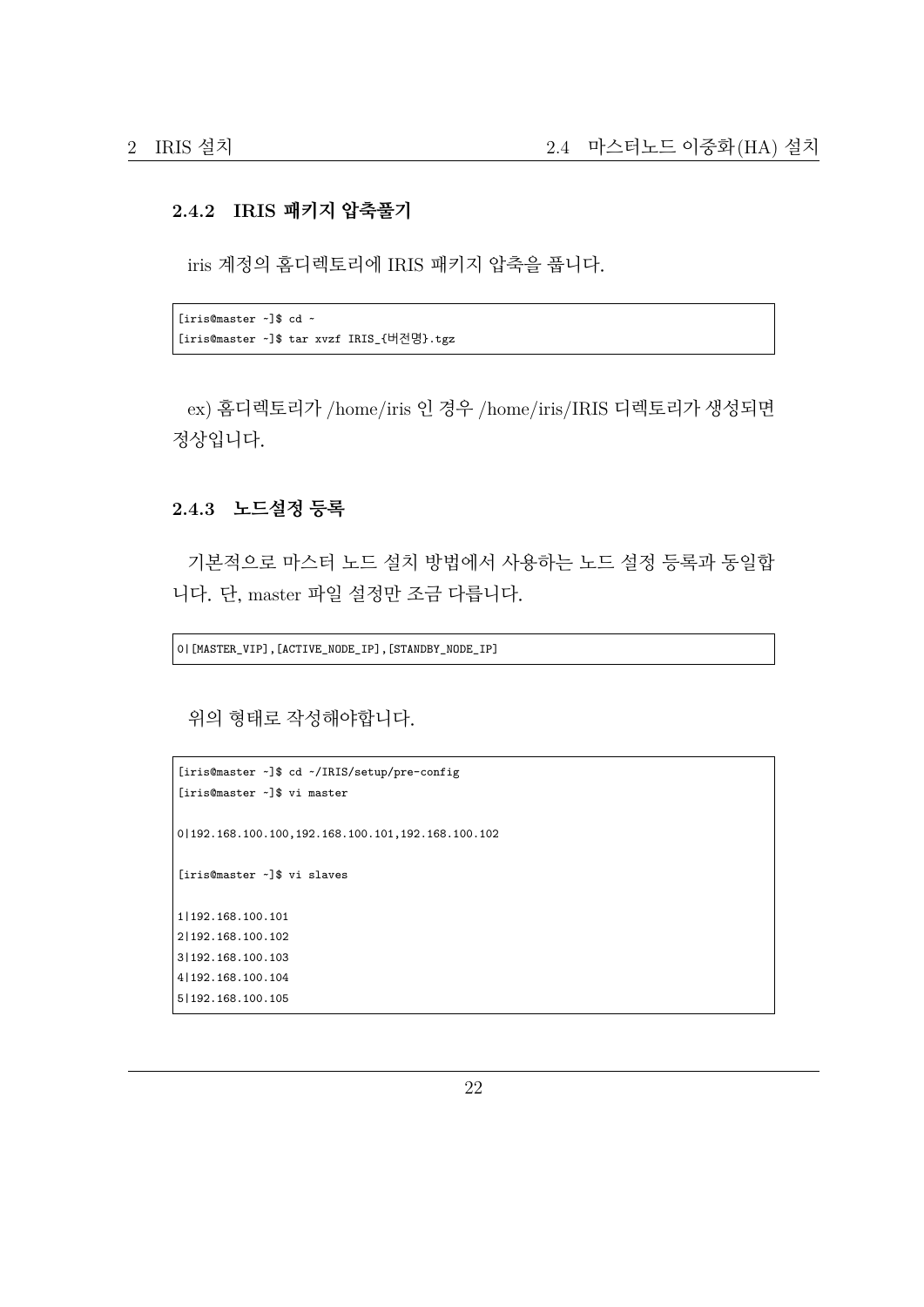### 2.4.2 IRIS 패키지 압축풀기

iris 계정의 홈디렉토리에 IRIS 패키지 압축을 풉니다.

```
[iris@master ~]$ cd ~
[iris@master ~]$ tar xvzf IRIS_{버전명}.tgz
```

ex) 홈디렉토리가 /home/iris 인 경우 /home/iris/IRIS 디렉토리가 생성되면 정상입니다.

### 2.4.3 노드설정 등록

기본적으로 마스터 노드 설치 방법에서 사용하는 노드 설정 등록과 동일합니다. 단, master 파일 설정만 조금 다릅니다.

```
0|[MASTER_VIP],[ACTIVE_NODE_IP],[STANDBY_NODE_IP]
```

위의 형태로 작성해야합니다.

```
[iris@master ~]$ cd ~/IRIS/setup/pre-config
[iris@master ~]$ vi master

0|192.168.100.100,192.168.100.101,192.168.100.102

[iris@master ~]$ vi slaves

1|192.168.100.101
2|192.168.100.102
3|192.168.100.103
4|192.168.100.104
5|192.168.100.105
```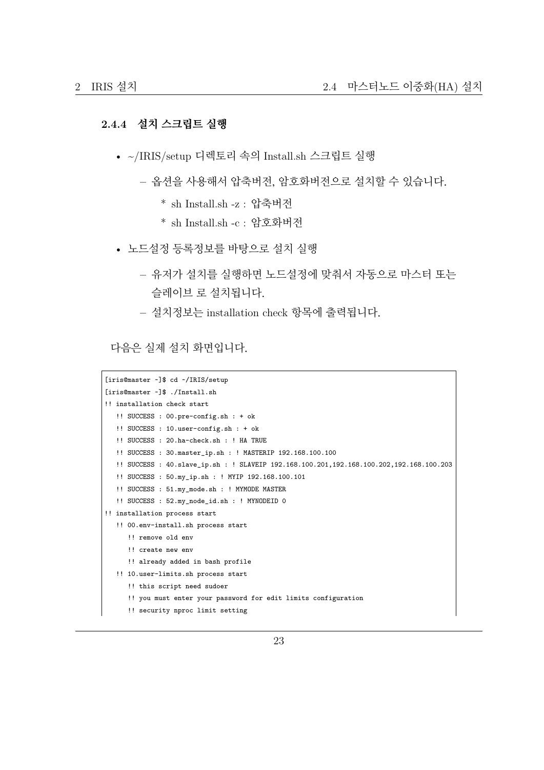### 2.4.4 설치 스크립트 실행

- ~/IRIS/setup 디렉토리 속의 Install.sh 스크립트 실행
  - 옵션을 사용해서 압축버전, 암호화버전으로 설치할 수 있습니다.
    - * sh Install.sh -z : 압축버전
    - * sh Install.sh -c : 암호화버전
- 노드설정 등록정보를 바탕으로 설치 실행
  - 유저가 설치를 실행하면 노드설정에 맞춰서 자동으로 마스터 또는 슬레이브 로 설치됩니다.
  - 설치정보는 installation check 항목에 출력됩니다.

다음은 실제 설치 화면입니다.

```
[iris@master ~]$ cd ~/IRIS/setup
[iris@master ~]$ ./Install.sh
!! installation check start
   !! SUCCESS : 00.pre-config.sh : + ok
   !! SUCCESS : 10.user-config.sh : + ok
   !! SUCCESS : 20.ha-check.sh : ! HA TRUE
   !! SUCCESS : 30.master_ip.sh : ! MASTERIP 192.168.100.100
   !! SUCCESS : 40.slave_ip.sh : ! SLAVEIP 192.168.100.201,192.168.100.202,192.168.100.203
   !! SUCCESS : 50.my_ip.sh : ! MYIP 192.168.100.101
   !! SUCCESS : 51.my_mode.sh : ! MYMODE MASTER
   !! SUCCESS : 52.my_node_id.sh : ! MYNODEID 0
!! installation process start
   !! 00.env-install.sh process start
      !! remove old env
      !! create new env
      !! already added in bash profile
   !! 10.user-limits.sh process start
      !! this script need sudoer
      !! you must enter your password for edit limits configuration
      !! security nproc limit setting
```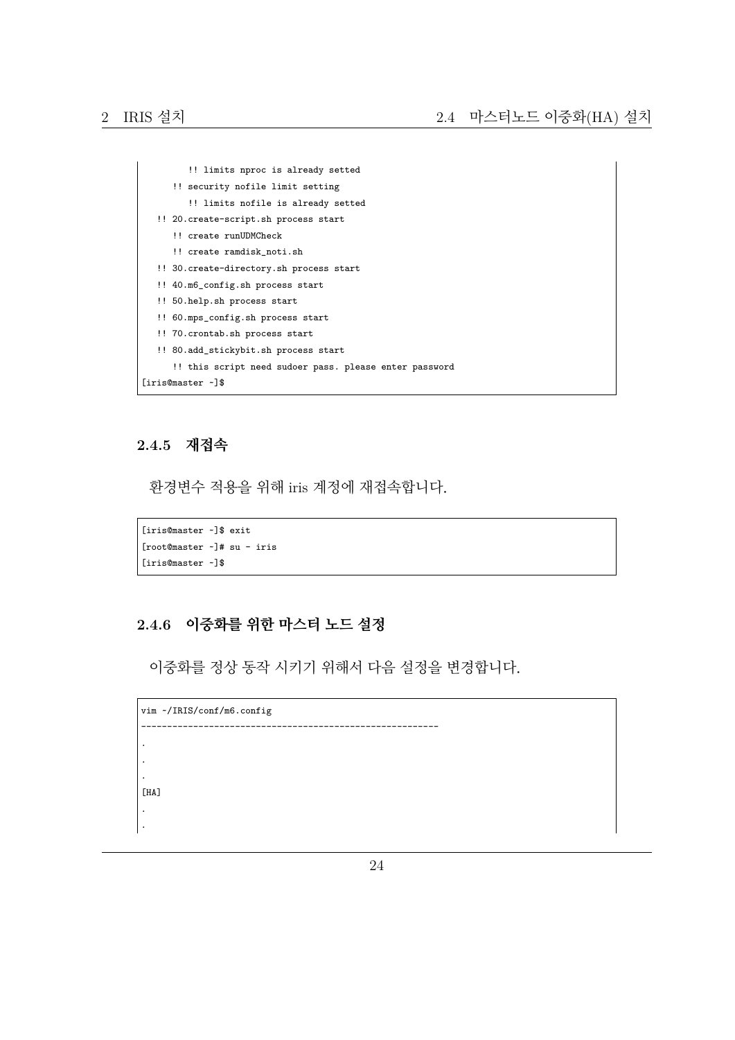```
        !! limits nproc is already setted
     !! security nofile limit setting
        !! limits nofile is already setted
  !! 20.create-script.sh process start
     !! create runUDMCheck
     !! create ramdisk_noti.sh
  !! 30.create-directory.sh process start
  !! 40.m6_config.sh process start
  !! 50.help.sh process start
  !! 60.mps_config.sh process start
  !! 70.crontab.sh process start
  !! 80.add_stickybit.sh process start
     !! this script need sudoer pass. please enter password
[iris@master ~]$
```

### 2.4.5 재접속

환경변수 적용을 위해 iris 계정에 재접속합니다.

```
[iris@master ~]$ exit
[root@master ~]# su - iris
[iris@master ~]$
```

### 2.4.6 이중화를 위한 마스터 노드 설정

이중화를 정상 동작 시키기 위해서 다음 설정을 변경합니다.

```
vim ~/IRIS/conf/m6.config
---------------------------------------------------------
.
.
.
[HA]
.
.
```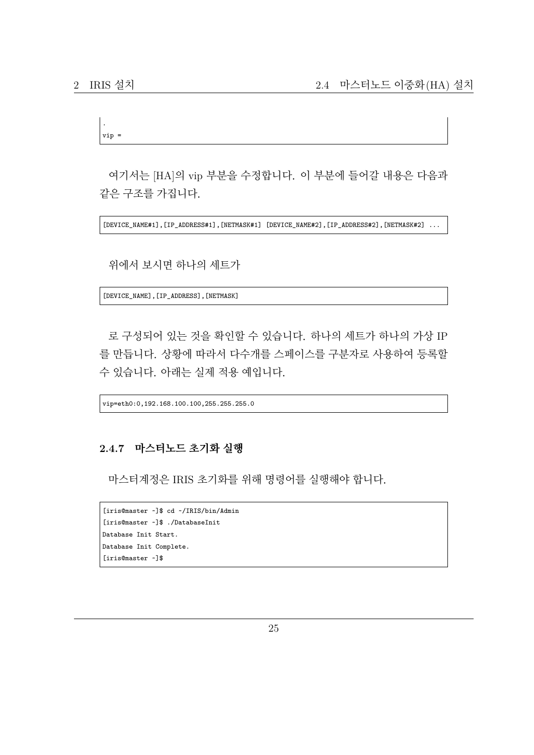```
.
vip =
```

여기서는 [HA]의 vip 부분을 수정합니다. 이 부분에 들어갈 내용은 다음과 같은 구조를 가집니다.

```
[DEVICE_NAME#1],[IP_ADDRESS#1],[NETMASK#1] [DEVICE_NAME#2],[IP_ADDRESS#2],[NETMASK#2] ...
```

위에서 보시면 하나의 세트가

```
[DEVICE_NAME],[IP_ADDRESS],[NETMASK]
```

로 구성되어 있는 것을 확인할 수 있습니다. 하나의 세트가 하나의 가상 IP를 만듭니다. 상황에 따라서 다수개를 스페이스를 구분자로 사용하여 등록할 수 있습니다. 아래는 실제 적용 예입니다.

```
vip=eth0:0,192.168.100.100,255.255.255.0
```

### 2.4.7 마스터노드 초기화 실행

마스터계정은 IRIS 초기화를 위해 명령어를 실행해야 합니다.

```
[iris@master ~]$ cd ~/IRIS/bin/Admin
[iris@master ~]$ ./DatabaseInit
Database Init Start.
Database Init Complete.
[iris@master ~]$
```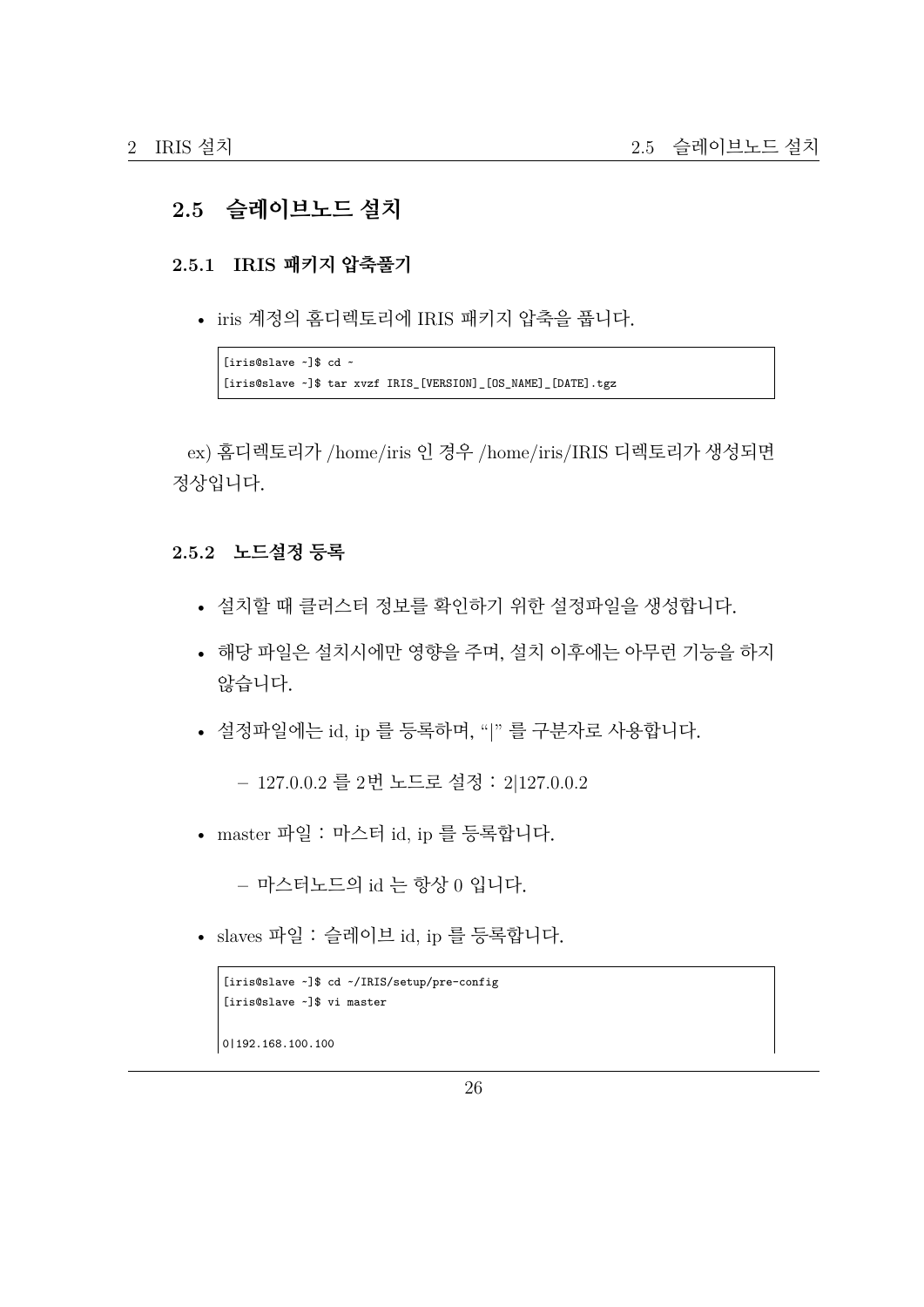## 2.5 슬레이브노드 설치

### 2.5.1 IRIS 패키지 압축풀기

- iris 계정의 홈디렉토리에 IRIS 패키지 압축을 풉니다.

```
[iris@slave ~]$ cd ~
[iris@slave ~]$ tar xvzf IRIS_[VERSION]_[OS_NAME]_[DATE].tgz
```

ex) 홈디렉토리가 /home/iris 인 경우 /home/iris/IRIS 디렉토리가 생성되면 정상입니다.

### 2.5.2 노드설정 등록

- 설치할 때 클러스터 정보를 확인하기 위한 설정파일을 생성합니다.
- 해당 파일은 설치시에만 영향을 주며, 설치 이후에는 아무런 기능을 하지 않습니다.
- 설정파일에는 id, ip 를 등록하며, "|" 를 구분자로 사용합니다.
  - 127.0.0.2 를 2번 노드로 설정 : 2|127.0.0.2
- master 파일 : 마스터 id, ip 를 등록합니다.
  - 마스터노드의 id 는 항상 0 입니다.
- slaves 파일 : 슬레이브 id, ip 를 등록합니다.

```
[iris@slave ~]$ cd ~/IRIS/setup/pre-config
[iris@slave ~]$ vi master

0|192.168.100.100
```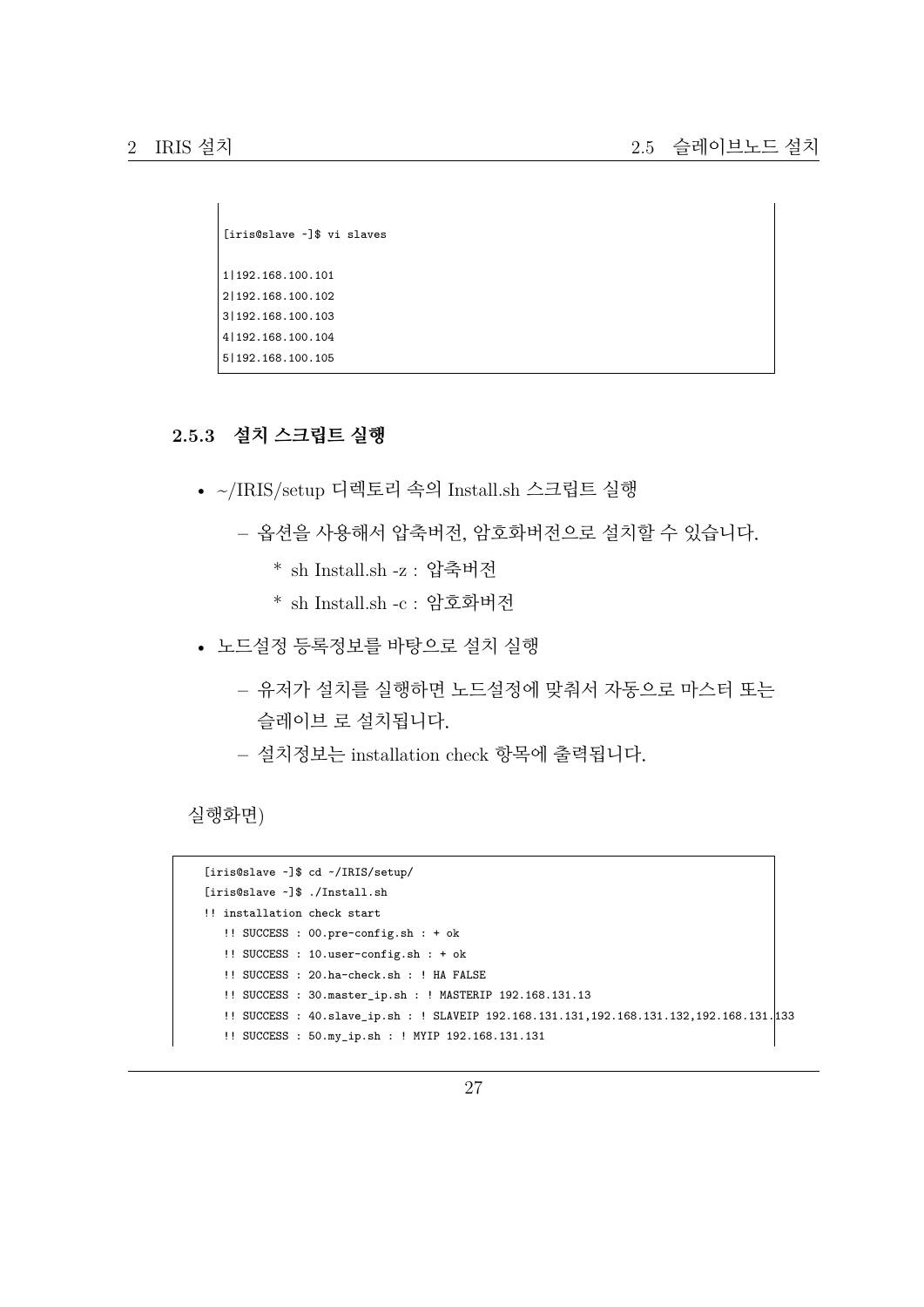```
[iris@slave ~]$ vi slaves

1|192.168.100.101
2|192.168.100.102
3|192.168.100.103
4|192.168.100.104
5|192.168.100.105
```

### 2.5.3 설치 스크립트 실행

- ~/IRIS/setup 디렉토리 속의 Install.sh 스크립트 실행
  - 옵션을 사용해서 압축버전, 암호화버전으로 설치할 수 있습니다.
    - * sh Install.sh -z : 압축버전
    - * sh Install.sh -c : 암호화버전
- 노드설정 등록정보를 바탕으로 설치 실행
  - 유저가 설치를 실행하면 노드설정에 맞춰서 자동으로 마스터 또는 슬레이브 로 설치됩니다.
  - 설치정보는 installation check 항목에 출력됩니다.

실행화면)

```
[iris@slave ~]$ cd ~/IRIS/setup/
[iris@slave ~]$ ./Install.sh
!! installation check start
   !! SUCCESS : 00.pre-config.sh : + ok
   !! SUCCESS : 10.user-config.sh : + ok
   !! SUCCESS : 20.ha-check.sh : ! HA FALSE
   !! SUCCESS : 30.master_ip.sh : ! MASTERIP 192.168.131.13
   !! SUCCESS : 40.slave_ip.sh : ! SLAVEIP 192.168.131.131,192.168.131.132,192.168.131.133
   !! SUCCESS : 50.my_ip.sh : ! MYIP 192.168.131.131
```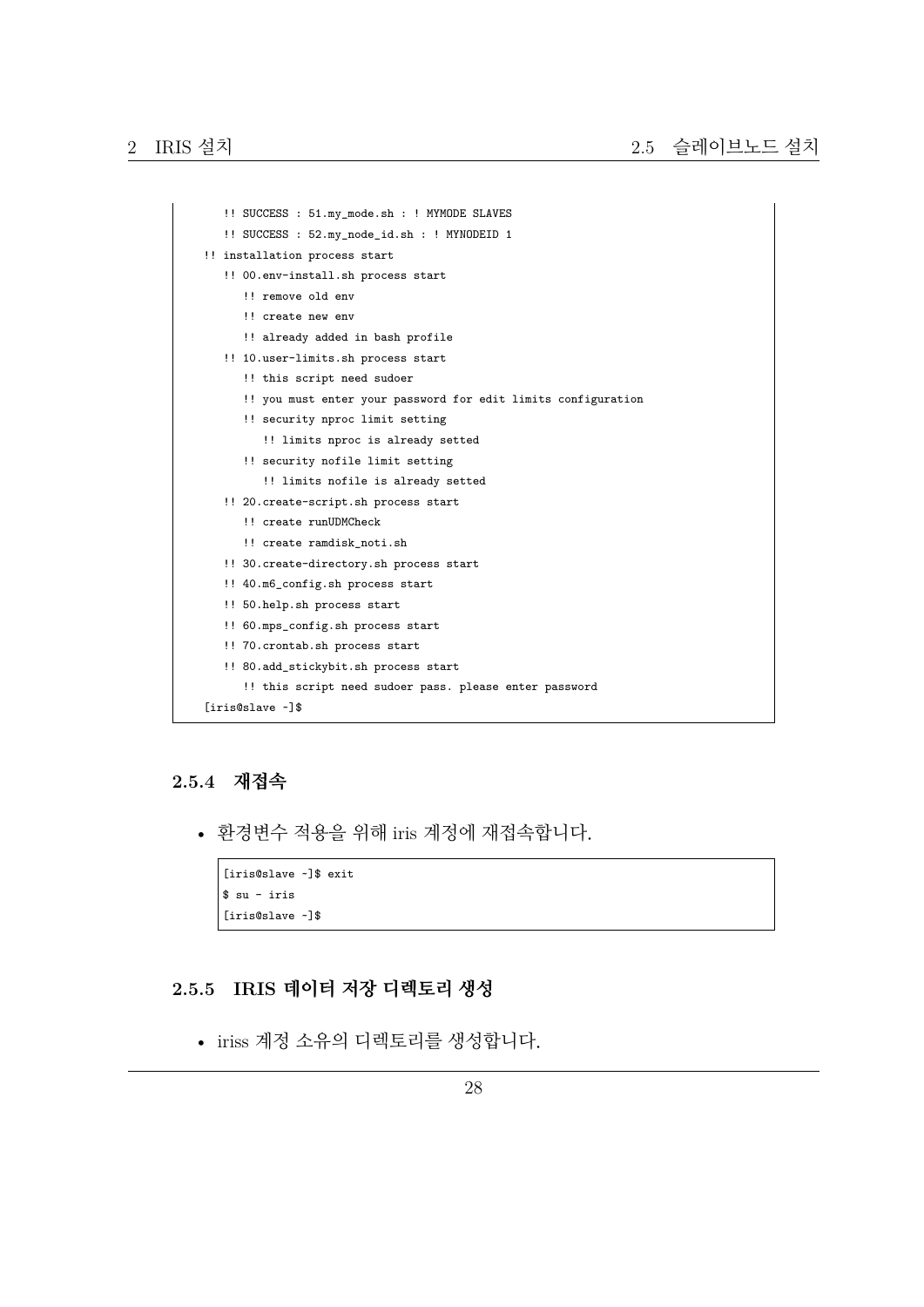```
   !! SUCCESS : 51.my_mode.sh : ! MYMODE SLAVES
   !! SUCCESS : 52.my_node_id.sh : ! MYNODEID 1
!! installation process start
   !! 00.env-install.sh process start
      !! remove old env
      !! create new env
      !! already added in bash profile
   !! 10.user-limits.sh process start
      !! this script need sudoer
      !! you must enter your password for edit limits configuration
      !! security nproc limit setting
         !! limits nproc is already setted
      !! security nofile limit setting
         !! limits nofile is already setted
   !! 20.create-script.sh process start
      !! create runUDMCheck
      !! create ramdisk_noti.sh
   !! 30.create-directory.sh process start
   !! 40.m6_config.sh process start
   !! 50.help.sh process start
   !! 60.mps_config.sh process start
   !! 70.crontab.sh process start
   !! 80.add_stickybit.sh process start
      !! this script need sudoer pass. please enter password
[iris@slave ~]$
```

### 2.5.4 재접속

- 환경변수 적용을 위해 iris 계정에 재접속합니다.

```
[iris@slave ~]$ exit
$ su - iris
[iris@slave ~]$
```

### 2.5.5 IRIS 데이터 저장 디렉토리 생성

- iriss 계정 소유의 디렉토리를 생성합니다.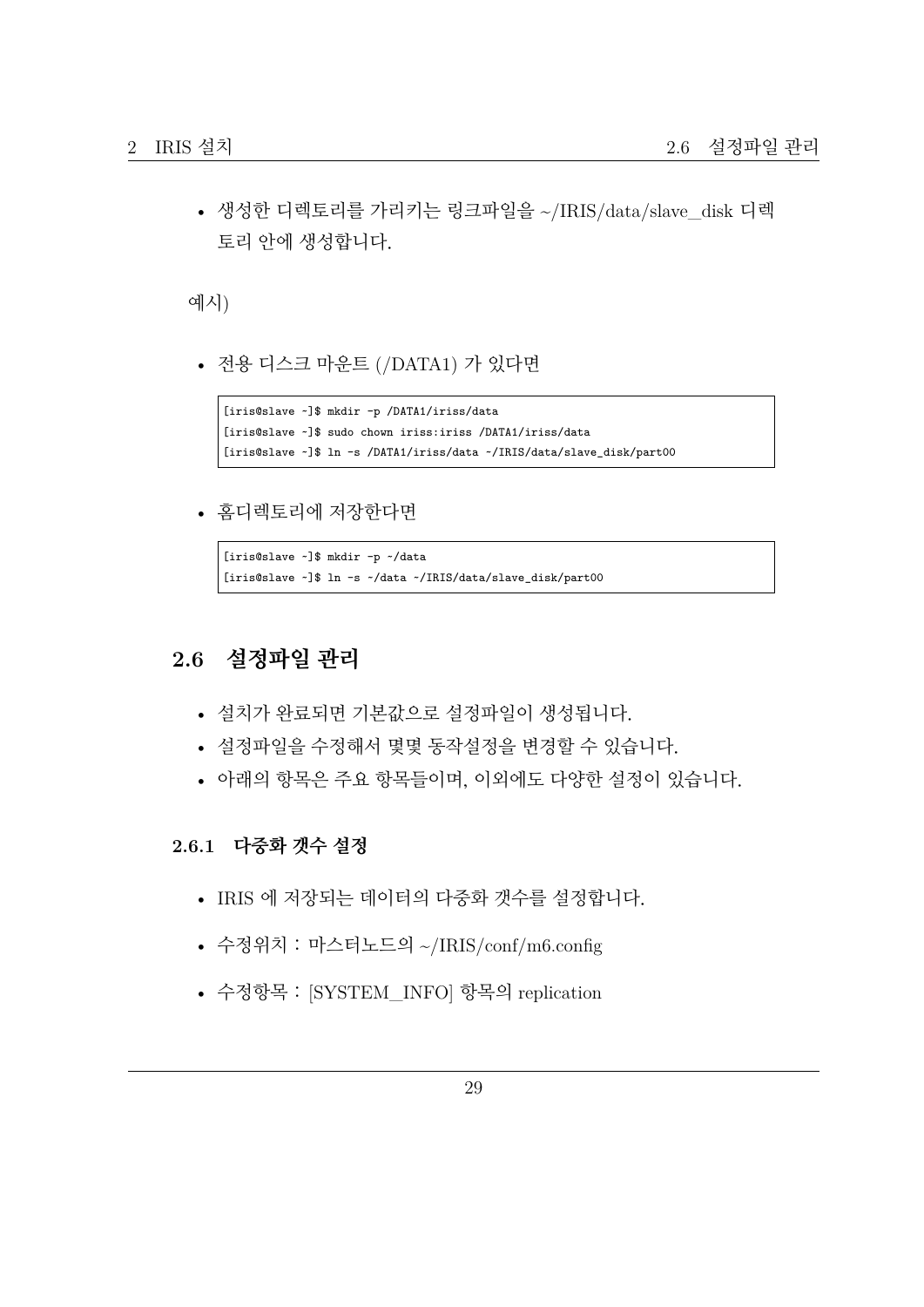- 생성한 디렉토리를 가리키는 링크파일을 ~/IRIS/data/slave_disk 디렉토리 안에 생성합니다.

예시)

- 전용 디스크 마운트 (/DATA1) 가 있다면

```
[iris@slave ~]$ mkdir -p /DATA1/iriss/data
[iris@slave ~]$ sudo chown iriss:iriss /DATA1/iriss/data
[iris@slave ~]$ ln -s /DATA1/iriss/data ~/IRIS/data/slave_disk/part00
```

- 홈디렉토리에 저장한다면

```
[iris@slave ~]$ mkdir -p ~/data
[iris@slave ~]$ ln -s ~/data ~/IRIS/data/slave_disk/part00
```

## 2.6 설정파일 관리

- 설치가 완료되면 기본값으로 설정파일이 생성됩니다.
- 설정파일을 수정해서 몇몇 동작설정을 변경할 수 있습니다.
- 아래의 항목은 주요 항목들이며, 이외에도 다양한 설정이 있습니다.

### 2.6.1 다중화 갯수 설정

- IRIS 에 저장되는 데이터의 다중화 갯수를 설정합니다.
- 수정위치 : 마스터노드의 ~/IRIS/conf/m6.config
- 수정항목 : [SYSTEM_INFO] 항목의 replication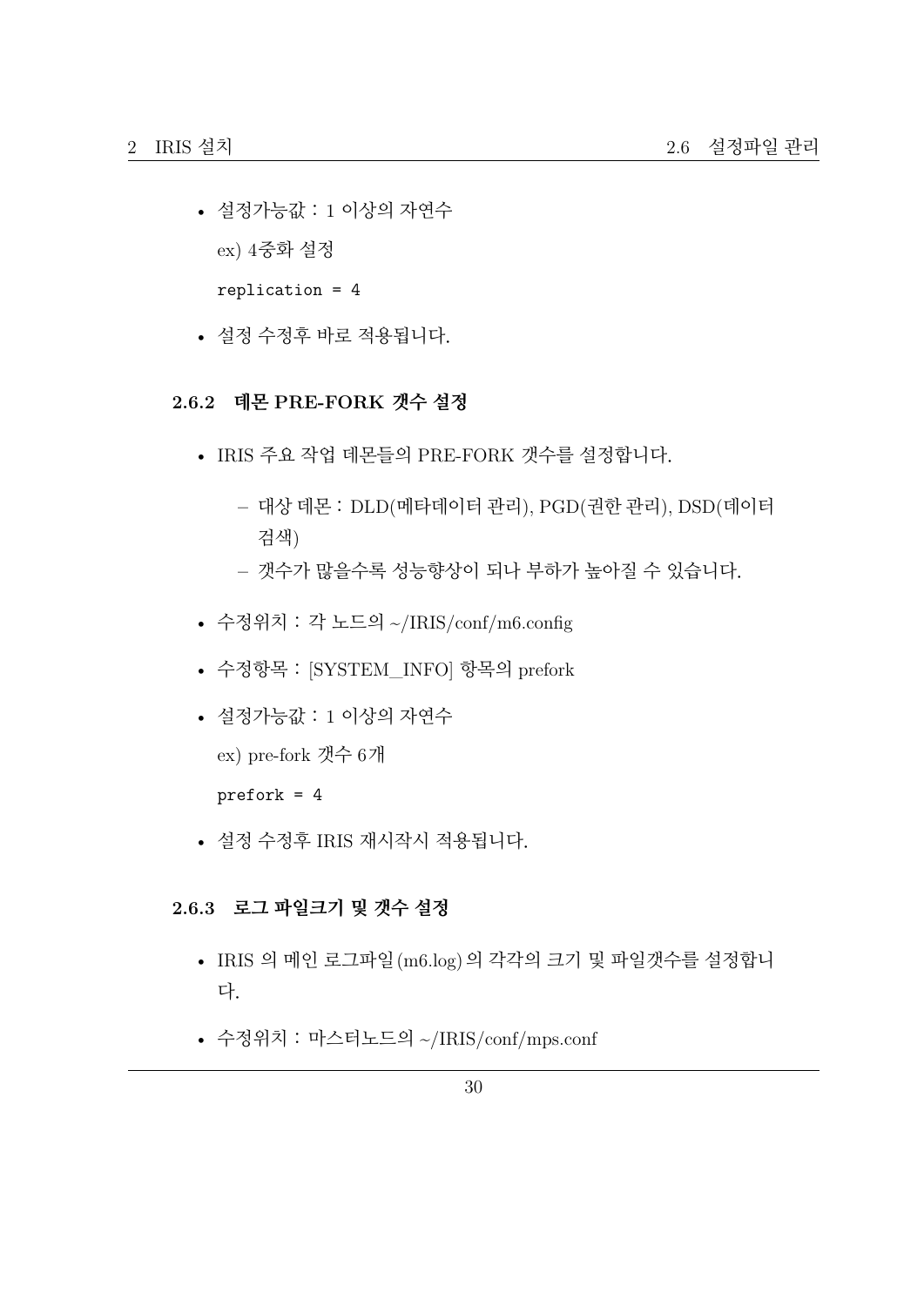- 설정가능값 : 1 이상의 자연수

  ex) 4중화 설정

  ```
  replication = 4
  ```

- 설정 수정후 바로 적용됩니다.

### 2.6.2 데몬 PRE-FORK 갯수 설정

- IRIS 주요 작업 데몬들의 PRE-FORK 갯수를 설정합니다.
  - 대상 데몬 : DLD(메타데이터 관리), PGD(권한 관리), DSD(데이터 검색)
  - 갯수가 많을수록 성능향상이 되나 부하가 높아질 수 있습니다.
- 수정위치 : 각 노드의 ~/IRIS/conf/m6.config
- 수정항목 : [SYSTEM_INFO] 항목의 prefork
- 설정가능값 : 1 이상의 자연수

  ex) pre-fork 갯수 6개

  ```
  prefork = 4
  ```

- 설정 수정후 IRIS 재시작시 적용됩니다.

### 2.6.3 로그 파일크기 및 갯수 설정

- IRIS 의 메인 로그파일 (m6.log) 의 각각의 크기 및 파일갯수를 설정합니다.
- 수정위치 : 마스터노드의 ~/IRIS/conf/mps.conf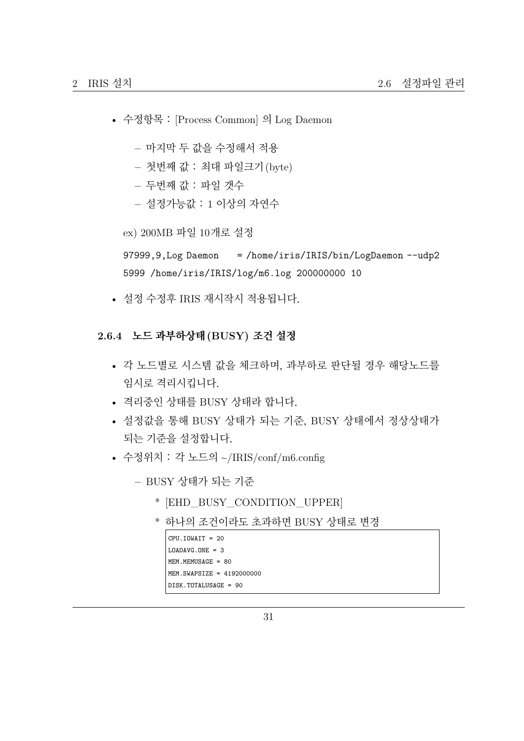- 수정항목 : [Process Common] 의 Log Daemon
  - 마지막 두 값을 수정해서 적용
  - 첫번째 값 : 최대 파일크기(byte)
  - 두번째 값 : 파일 갯수
  - 설정가능값 : 1 이상의 자연수

  ex) 200MB 파일 10개로 설정

  ```
  97999,9,Log Daemon    = /home/iris/IRIS/bin/LogDaemon --udp2
  5999 /home/iris/IRIS/log/m6.log 200000000 10
  ```

- 설정 수정후 IRIS 재시작시 적용됩니다.

### 2.6.4 노드 과부하상태(BUSY) 조건 설정

- 각 노드별로 시스템 값을 체크하며, 과부하로 판단될 경우 해당노드를 임시로 격리시킵니다.
- 격리중인 상태를 BUSY 상태라 합니다.
- 설정값을 통해 BUSY 상태가 되는 기준, BUSY 상태에서 정상상태가 되는 기준을 설정합니다.
- 수정위치 : 각 노드의 ~/IRIS/conf/m6.config
  - BUSY 상태가 되는 기준
    - [EHD_BUSY_CONDITION_UPPER]
    - 하나의 조건이라도 초과하면 BUSY 상태로 변경

      ```
      CPU.IOWAIT = 20
      LOADAVG.ONE = 3
      MEM.MEMUSAGE = 80
      MEM.SWAPSIZE = 4192000000
      DISK.TOTALUSAGE = 90
      ```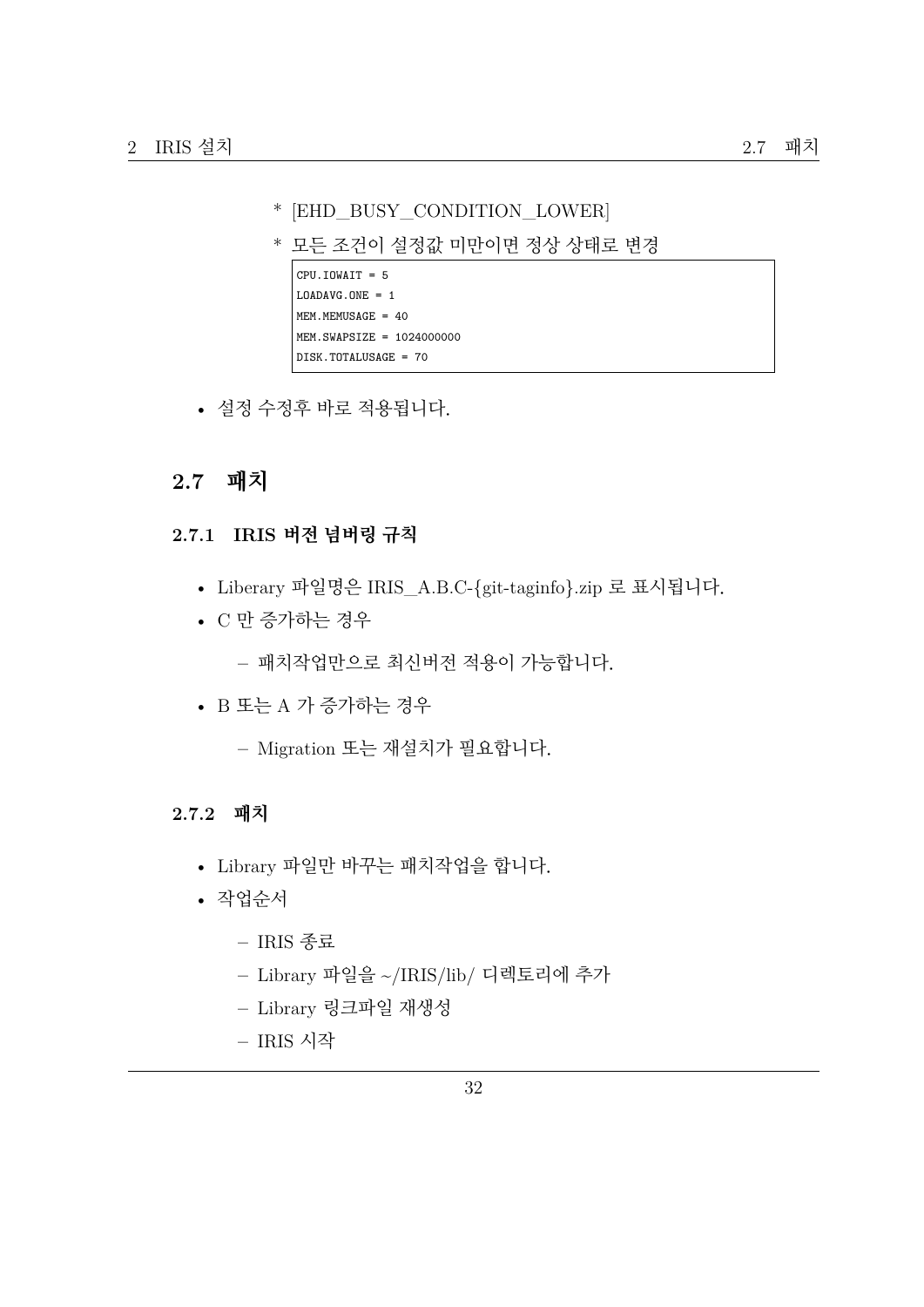* [EHD_BUSY_CONDITION_LOWER]
        * 모든 조건이 설정값 미만이면 정상 상태로 변경

```
CPU.IOWAIT = 5
LOADAVG.ONE = 1
MEM.MEMUSAGE = 40
MEM.SWAPSIZE = 1024000000
DISK.TOTALUSAGE = 70
```

- 설정 수정후 바로 적용됩니다.

## 2.7 패치

### 2.7.1 IRIS 버전 넘버링 규칙

- Liberary 파일명은 IRIS_A.B.C-{git-taginfo}.zip 로 표시됩니다.
- C 만 증가하는 경우
    - 패치작업만으로 최신버전 적용이 가능합니다.
- B 또는 A 가 증가하는 경우
    - Migration 또는 재설치가 필요합니다.

### 2.7.2 패치

- Library 파일만 바꾸는 패치작업을 합니다.
- 작업순서
    - IRIS 종료
    - Library 파일을 ~/IRIS/lib/ 디렉토리에 추가
    - Library 링크파일 재생성
    - IRIS 시작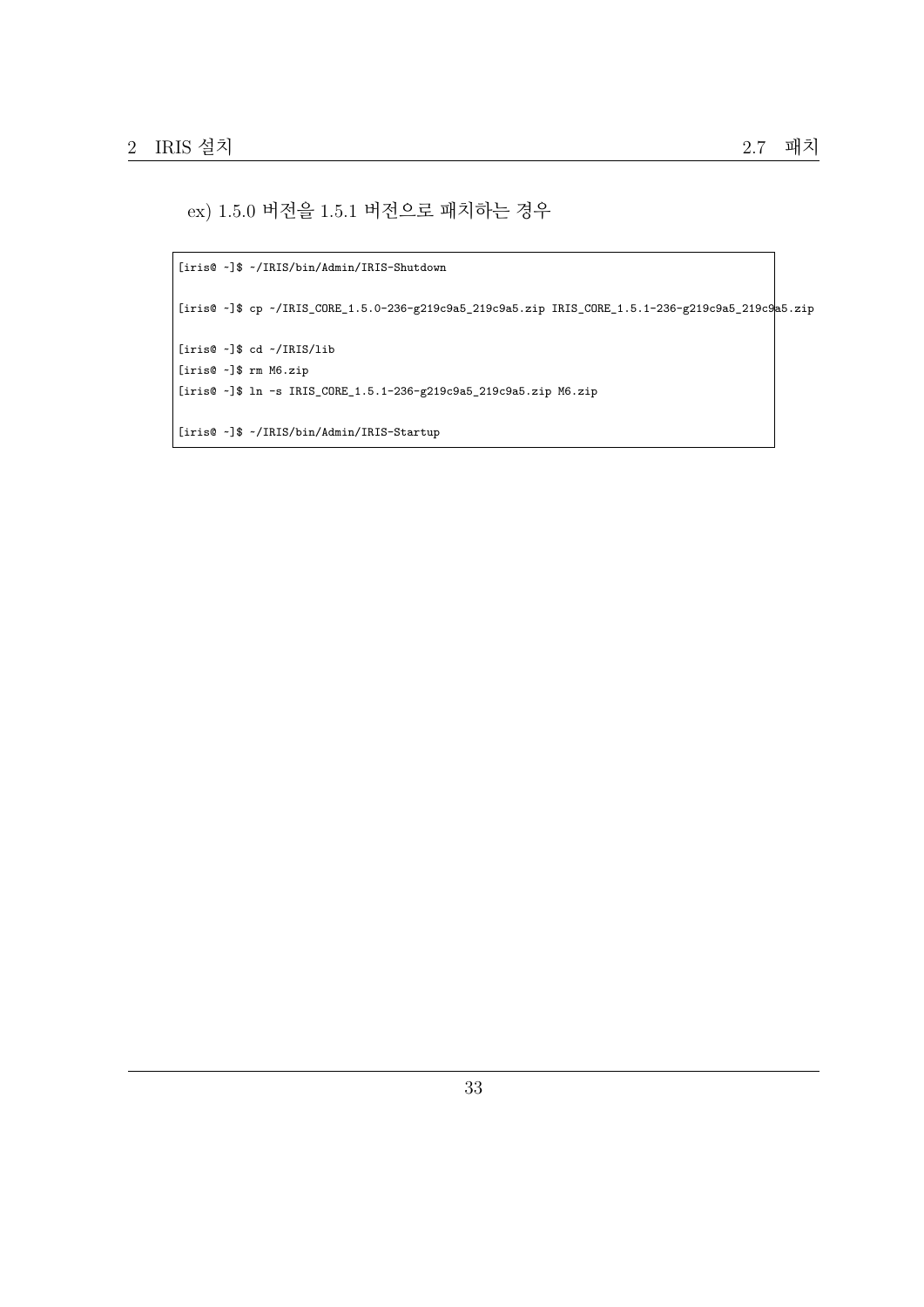ex) 1.5.0 버전을 1.5.1 버전으로 패치하는 경우

```
[iris@ ~]$ ~/IRIS/bin/Admin/IRIS-Shutdown

[iris@ ~]$ cp ~/IRIS_CORE_1.5.0-236-g219c9a5_219c9a5.zip IRIS_CORE_1.5.1-236-g219c9a5_219c9a5.zip

[iris@ ~]$ cd ~/IRIS/lib
[iris@ ~]$ rm M6.zip
[iris@ ~]$ ln -s IRIS_CORE_1.5.1-236-g219c9a5_219c9a5.zip M6.zip

[iris@ ~]$ ~/IRIS/bin/Admin/IRIS-Startup
```